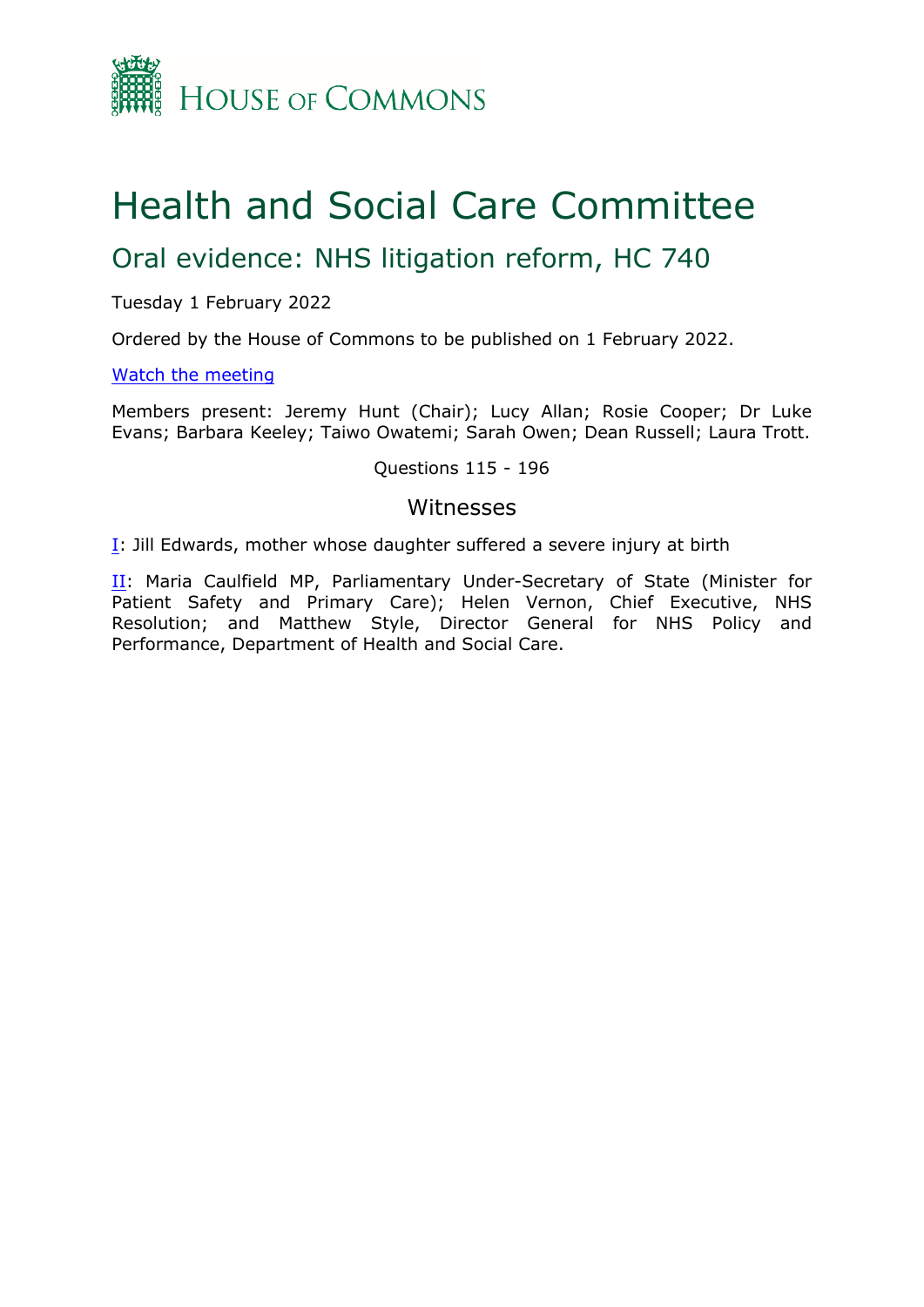HOUSE OF COMMONS

# Health and Social Care Committee

## Oral evidence: NHS litigation reform, HC 740

Tuesday 1 February 2022

Ordered by the House of Commons to be published on 1 February 2022.

[Watch the meeting]

Members present: Jeremy Hunt (Chair); Lucy Allan; Rosie Cooper; Dr Luke Evans; Barbara Keeley; Taiwo Owatemi; Sarah Owen; Dean Russell; Laura Trott.

Questions 115 - 196

### Witnesses

[I]: Jill Edwards, mother whose daughter suffered a severe injury at birth

[II]: Maria Caulfield MP, Parliamentary Under-Secretary of State (Minister for Patient Safety and Primary Care); Helen Vernon, Chief Executive, NHS Resolution; and Matthew Style, Director General for NHS Policy and Performance, Department of Health and Social Care.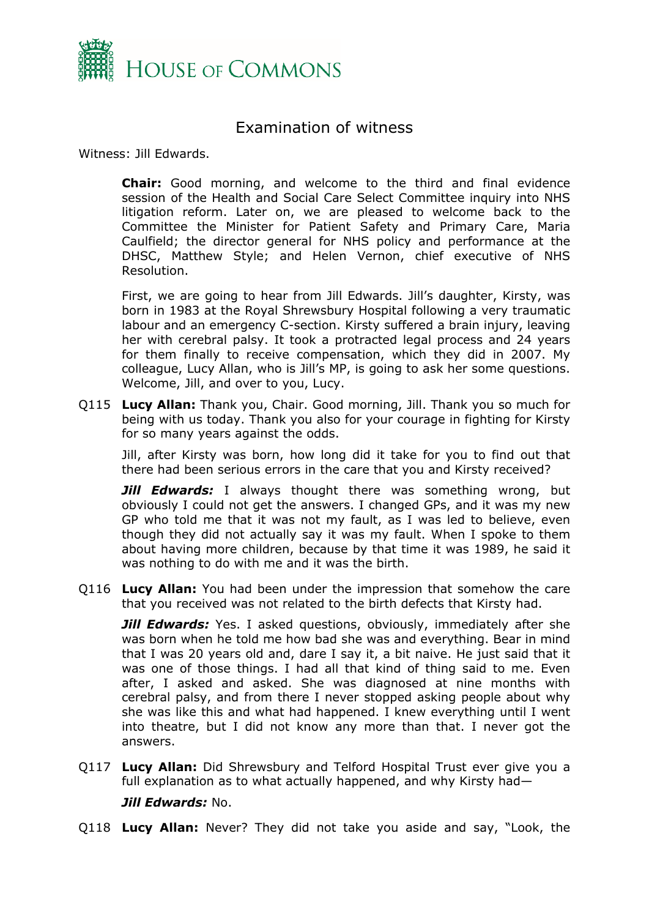# Examination of witness

Witness: Jill Edwards.

**Chair:** Good morning, and welcome to the third and final evidence session of the Health and Social Care Select Committee inquiry into NHS litigation reform. Later on, we are pleased to welcome back to the Committee the Minister for Patient Safety and Primary Care, Maria Caulfield; the director general for NHS policy and performance at the DHSC, Matthew Style; and Helen Vernon, chief executive of NHS Resolution.

First, we are going to hear from Jill Edwards. Jill's daughter, Kirsty, was born in 1983 at the Royal Shrewsbury Hospital following a very traumatic labour and an emergency C-section. Kirsty suffered a brain injury, leaving her with cerebral palsy. It took a protracted legal process and 24 years for them finally to receive compensation, which they did in 2007. My colleague, Lucy Allan, who is Jill's MP, is going to ask her some questions. Welcome, Jill, and over to you, Lucy.

Q115 **Lucy Allan:** Thank you, Chair. Good morning, Jill. Thank you so much for being with us today. Thank you also for your courage in fighting for Kirsty for so many years against the odds.

Jill, after Kirsty was born, how long did it take for you to find out that there had been serious errors in the care that you and Kirsty received?

***Jill Edwards:*** I always thought there was something wrong, but obviously I could not get the answers. I changed GPs, and it was my new GP who told me that it was not my fault, as I was led to believe, even though they did not actually say it was my fault. When I spoke to them about having more children, because by that time it was 1989, he said it was nothing to do with me and it was the birth.

Q116 **Lucy Allan:** You had been under the impression that somehow the care that you received was not related to the birth defects that Kirsty had.

***Jill Edwards:*** Yes. I asked questions, obviously, immediately after she was born when he told me how bad she was and everything. Bear in mind that I was 20 years old and, dare I say it, a bit naive. He just said that it was one of those things. I had all that kind of thing said to me. Even after, I asked and asked. She was diagnosed at nine months with cerebral palsy, and from there I never stopped asking people about why she was like this and what had happened. I knew everything until I went into theatre, but I did not know any more than that. I never got the answers.

Q117 **Lucy Allan:** Did Shrewsbury and Telford Hospital Trust ever give you a full explanation as to what actually happened, and why Kirsty had—

***Jill Edwards:*** No.

Q118 **Lucy Allan:** Never? They did not take you aside and say, "Look, the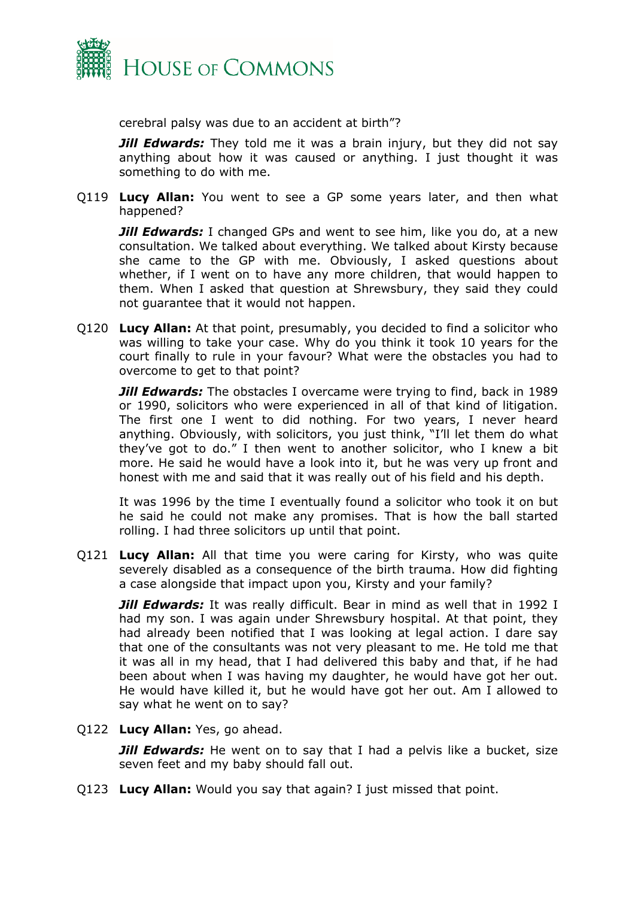cerebral palsy was due to an accident at birth"?

***Jill Edwards:*** They told me it was a brain injury, but they did not say anything about how it was caused or anything. I just thought it was something to do with me.

Q119 **Lucy Allan:** You went to see a GP some years later, and then what happened?

***Jill Edwards:*** I changed GPs and went to see him, like you do, at a new consultation. We talked about everything. We talked about Kirsty because she came to the GP with me. Obviously, I asked questions about whether, if I went on to have any more children, that would happen to them. When I asked that question at Shrewsbury, they said they could not guarantee that it would not happen.

Q120 **Lucy Allan:** At that point, presumably, you decided to find a solicitor who was willing to take your case. Why do you think it took 10 years for the court finally to rule in your favour? What were the obstacles you had to overcome to get to that point?

***Jill Edwards:*** The obstacles I overcame were trying to find, back in 1989 or 1990, solicitors who were experienced in all of that kind of litigation. The first one I went to did nothing. For two years, I never heard anything. Obviously, with solicitors, you just think, "I'll let them do what they've got to do." I then went to another solicitor, who I knew a bit more. He said he would have a look into it, but he was very up front and honest with me and said that it was really out of his field and his depth.

It was 1996 by the time I eventually found a solicitor who took it on but he said he could not make any promises. That is how the ball started rolling. I had three solicitors up until that point.

Q121 **Lucy Allan:** All that time you were caring for Kirsty, who was quite severely disabled as a consequence of the birth trauma. How did fighting a case alongside that impact upon you, Kirsty and your family?

***Jill Edwards:*** It was really difficult. Bear in mind as well that in 1992 I had my son. I was again under Shrewsbury hospital. At that point, they had already been notified that I was looking at legal action. I dare say that one of the consultants was not very pleasant to me. He told me that it was all in my head, that I had delivered this baby and that, if he had been about when I was having my daughter, he would have got her out. He would have killed it, but he would have got her out. Am I allowed to say what he went on to say?

Q122 **Lucy Allan:** Yes, go ahead.

***Jill Edwards:*** He went on to say that I had a pelvis like a bucket, size seven feet and my baby should fall out.

Q123 **Lucy Allan:** Would you say that again? I just missed that point.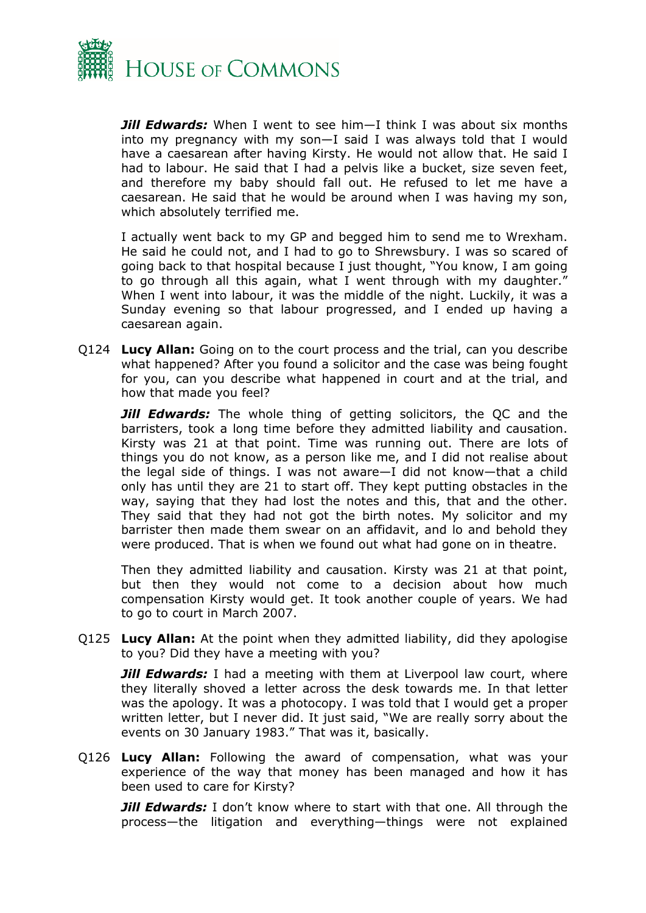***Jill Edwards:*** When I went to see him—I think I was about six months into my pregnancy with my son—I said I was always told that I would have a caesarean after having Kirsty. He would not allow that. He said I had to labour. He said that I had a pelvis like a bucket, size seven feet, and therefore my baby should fall out. He refused to let me have a caesarean. He said that he would be around when I was having my son, which absolutely terrified me.

I actually went back to my GP and begged him to send me to Wrexham. He said he could not, and I had to go to Shrewsbury. I was so scared of going back to that hospital because I just thought, "You know, I am going to go through all this again, what I went through with my daughter." When I went into labour, it was the middle of the night. Luckily, it was a Sunday evening so that labour progressed, and I ended up having a caesarean again.

Q124 **Lucy Allan:** Going on to the court process and the trial, can you describe what happened? After you found a solicitor and the case was being fought for you, can you describe what happened in court and at the trial, and how that made you feel?

***Jill Edwards:*** The whole thing of getting solicitors, the QC and the barristers, took a long time before they admitted liability and causation. Kirsty was 21 at that point. Time was running out. There are lots of things you do not know, as a person like me, and I did not realise about the legal side of things. I was not aware—I did not know—that a child only has until they are 21 to start off. They kept putting obstacles in the way, saying that they had lost the notes and this, that and the other. They said that they had not got the birth notes. My solicitor and my barrister then made them swear on an affidavit, and lo and behold they were produced. That is when we found out what had gone on in theatre.

Then they admitted liability and causation. Kirsty was 21 at that point, but then they would not come to a decision about how much compensation Kirsty would get. It took another couple of years. We had to go to court in March 2007.

Q125 **Lucy Allan:** At the point when they admitted liability, did they apologise to you? Did they have a meeting with you?

***Jill Edwards:*** I had a meeting with them at Liverpool law court, where they literally shoved a letter across the desk towards me. In that letter was the apology. It was a photocopy. I was told that I would get a proper written letter, but I never did. It just said, "We are really sorry about the events on 30 January 1983." That was it, basically.

Q126 **Lucy Allan:** Following the award of compensation, what was your experience of the way that money has been managed and how it has been used to care for Kirsty?

***Jill Edwards:*** I don't know where to start with that one. All through the process—the litigation and everything—things were not explained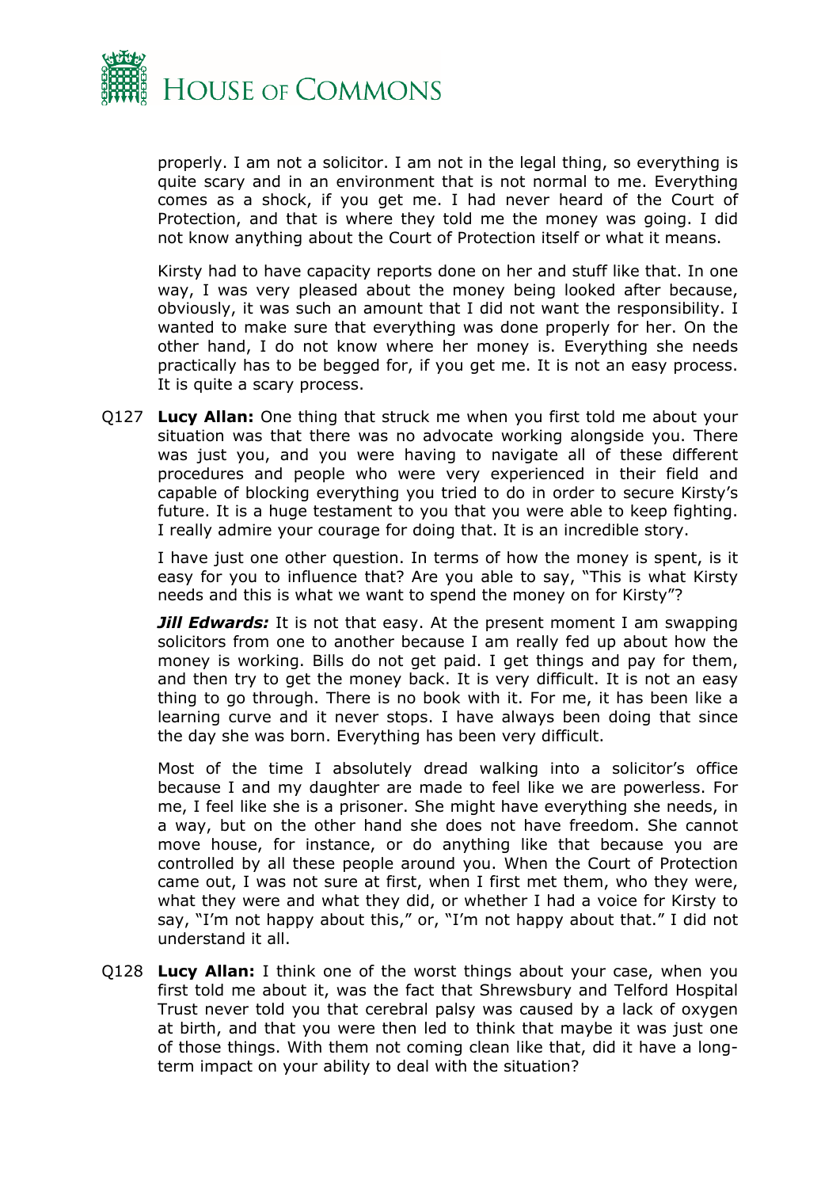properly. I am not a solicitor. I am not in the legal thing, so everything is quite scary and in an environment that is not normal to me. Everything comes as a shock, if you get me. I had never heard of the Court of Protection, and that is where they told me the money was going. I did not know anything about the Court of Protection itself or what it means.

Kirsty had to have capacity reports done on her and stuff like that. In one way, I was very pleased about the money being looked after because, obviously, it was such an amount that I did not want the responsibility. I wanted to make sure that everything was done properly for her. On the other hand, I do not know where her money is. Everything she needs practically has to be begged for, if you get me. It is not an easy process. It is quite a scary process.

Q127 **Lucy Allan:** One thing that struck me when you first told me about your situation was that there was no advocate working alongside you. There was just you, and you were having to navigate all of these different procedures and people who were very experienced in their field and capable of blocking everything you tried to do in order to secure Kirsty's future. It is a huge testament to you that you were able to keep fighting. I really admire your courage for doing that. It is an incredible story.

I have just one other question. In terms of how the money is spent, is it easy for you to influence that? Are you able to say, "This is what Kirsty needs and this is what we want to spend the money on for Kirsty"?

***Jill Edwards:*** It is not that easy. At the present moment I am swapping solicitors from one to another because I am really fed up about how the money is working. Bills do not get paid. I get things and pay for them, and then try to get the money back. It is very difficult. It is not an easy thing to go through. There is no book with it. For me, it has been like a learning curve and it never stops. I have always been doing that since the day she was born. Everything has been very difficult.

Most of the time I absolutely dread walking into a solicitor's office because I and my daughter are made to feel like we are powerless. For me, I feel like she is a prisoner. She might have everything she needs, in a way, but on the other hand she does not have freedom. She cannot move house, for instance, or do anything like that because you are controlled by all these people around you. When the Court of Protection came out, I was not sure at first, when I first met them, who they were, what they were and what they did, or whether I had a voice for Kirsty to say, "I'm not happy about this," or, "I'm not happy about that." I did not understand it all.

Q128 **Lucy Allan:** I think one of the worst things about your case, when you first told me about it, was the fact that Shrewsbury and Telford Hospital Trust never told you that cerebral palsy was caused by a lack of oxygen at birth, and that you were then led to think that maybe it was just one of those things. With them not coming clean like that, did it have a long-term impact on your ability to deal with the situation?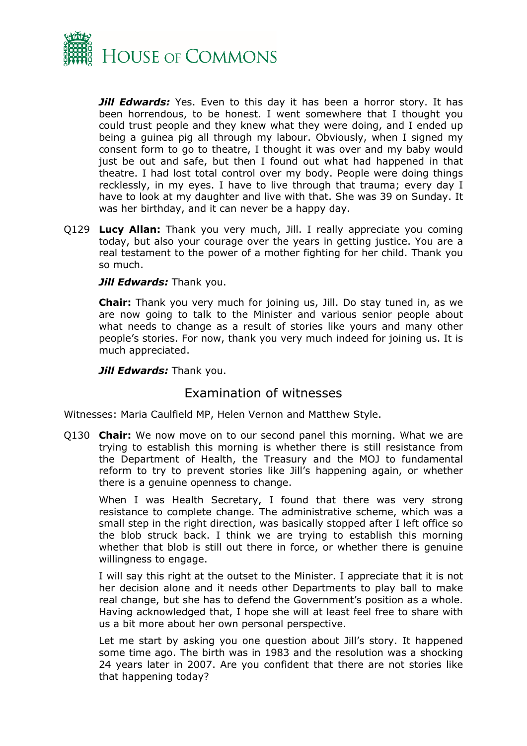***Jill Edwards:*** Yes. Even to this day it has been a horror story. It has been horrendous, to be honest. I went somewhere that I thought you could trust people and they knew what they were doing, and I ended up being a guinea pig all through my labour. Obviously, when I signed my consent form to go to theatre, I thought it was over and my baby would just be out and safe, but then I found out what had happened in that theatre. I had lost total control over my body. People were doing things recklessly, in my eyes. I have to live through that trauma; every day I have to look at my daughter and live with that. She was 39 on Sunday. It was her birthday, and it can never be a happy day.

Q129 **Lucy Allan:** Thank you very much, Jill. I really appreciate you coming today, but also your courage over the years in getting justice. You are a real testament to the power of a mother fighting for her child. Thank you so much.

***Jill Edwards:*** Thank you.

**Chair:** Thank you very much for joining us, Jill. Do stay tuned in, as we are now going to talk to the Minister and various senior people about what needs to change as a result of stories like yours and many other people's stories. For now, thank you very much indeed for joining us. It is much appreciated.

***Jill Edwards:*** Thank you.

## Examination of witnesses

Witnesses: Maria Caulfield MP, Helen Vernon and Matthew Style.

Q130 **Chair:** We now move on to our second panel this morning. What we are trying to establish this morning is whether there is still resistance from the Department of Health, the Treasury and the MOJ to fundamental reform to try to prevent stories like Jill's happening again, or whether there is a genuine openness to change.

When I was Health Secretary, I found that there was very strong resistance to complete change. The administrative scheme, which was a small step in the right direction, was basically stopped after I left office so the blob struck back. I think we are trying to establish this morning whether that blob is still out there in force, or whether there is genuine willingness to engage.

I will say this right at the outset to the Minister. I appreciate that it is not her decision alone and it needs other Departments to play ball to make real change, but she has to defend the Government's position as a whole. Having acknowledged that, I hope she will at least feel free to share with us a bit more about her own personal perspective.

Let me start by asking you one question about Jill's story. It happened some time ago. The birth was in 1983 and the resolution was a shocking 24 years later in 2007. Are you confident that there are not stories like that happening today?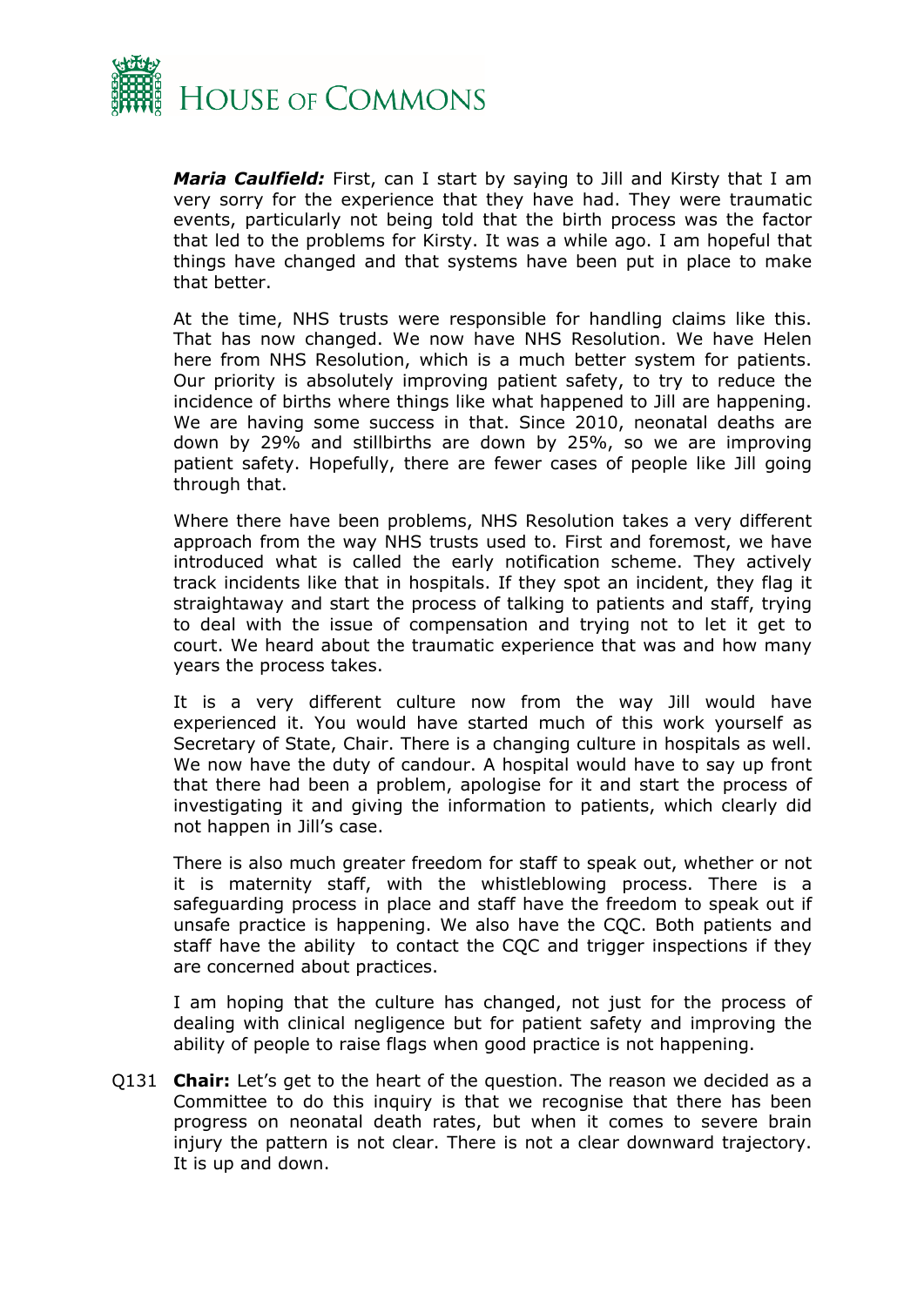***Maria Caulfield:*** First, can I start by saying to Jill and Kirsty that I am very sorry for the experience that they have had. They were traumatic events, particularly not being told that the birth process was the factor that led to the problems for Kirsty. It was a while ago. I am hopeful that things have changed and that systems have been put in place to make that better.

At the time, NHS trusts were responsible for handling claims like this. That has now changed. We now have NHS Resolution. We have Helen here from NHS Resolution, which is a much better system for patients. Our priority is absolutely improving patient safety, to try to reduce the incidence of births where things like what happened to Jill are happening. We are having some success in that. Since 2010, neonatal deaths are down by 29% and stillbirths are down by 25%, so we are improving patient safety. Hopefully, there are fewer cases of people like Jill going through that.

Where there have been problems, NHS Resolution takes a very different approach from the way NHS trusts used to. First and foremost, we have introduced what is called the early notification scheme. They actively track incidents like that in hospitals. If they spot an incident, they flag it straightaway and start the process of talking to patients and staff, trying to deal with the issue of compensation and trying not to let it get to court. We heard about the traumatic experience that was and how many years the process takes.

It is a very different culture now from the way Jill would have experienced it. You would have started much of this work yourself as Secretary of State, Chair. There is a changing culture in hospitals as well. We now have the duty of candour. A hospital would have to say up front that there had been a problem, apologise for it and start the process of investigating it and giving the information to patients, which clearly did not happen in Jill's case.

There is also much greater freedom for staff to speak out, whether or not it is maternity staff, with the whistleblowing process. There is a safeguarding process in place and staff have the freedom to speak out if unsafe practice is happening. We also have the CQC. Both patients and staff have the ability to contact the CQC and trigger inspections if they are concerned about practices.

I am hoping that the culture has changed, not just for the process of dealing with clinical negligence but for patient safety and improving the ability of people to raise flags when good practice is not happening.

Q131 **Chair:** Let's get to the heart of the question. The reason we decided as a Committee to do this inquiry is that we recognise that there has been progress on neonatal death rates, but when it comes to severe brain injury the pattern is not clear. There is not a clear downward trajectory. It is up and down.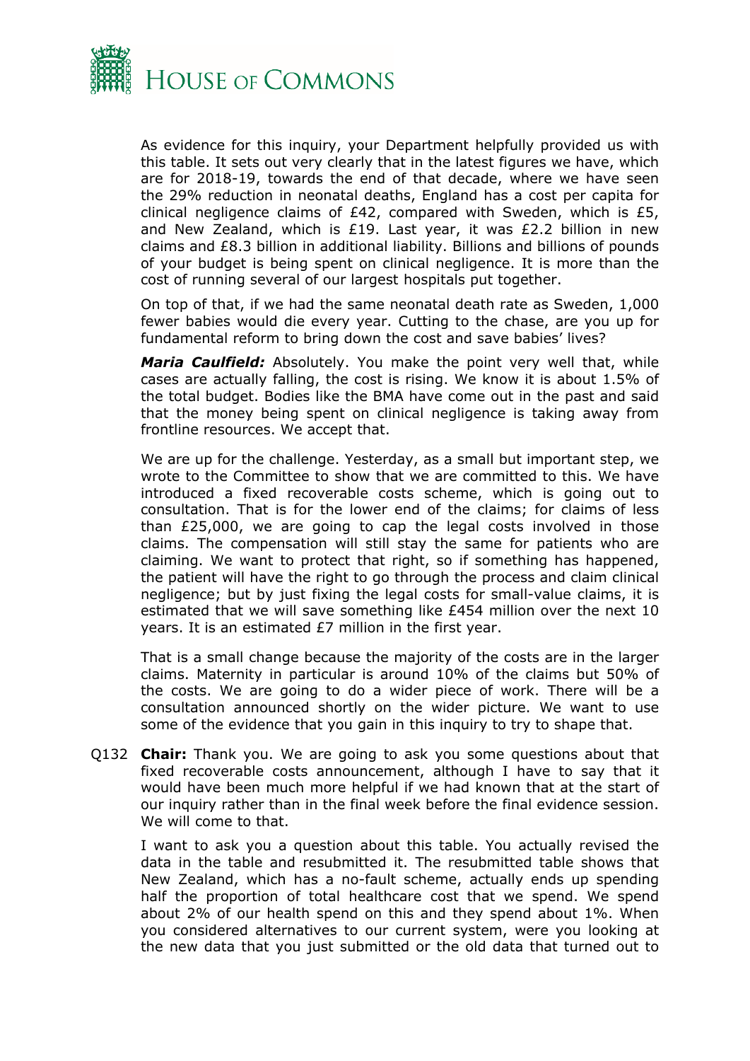As evidence for this inquiry, your Department helpfully provided us with this table. It sets out very clearly that in the latest figures we have, which are for 2018-19, towards the end of that decade, where we have seen the 29% reduction in neonatal deaths, England has a cost per capita for clinical negligence claims of £42, compared with Sweden, which is £5, and New Zealand, which is £19. Last year, it was £2.2 billion in new claims and £8.3 billion in additional liability. Billions and billions of pounds of your budget is being spent on clinical negligence. It is more than the cost of running several of our largest hospitals put together.

On top of that, if we had the same neonatal death rate as Sweden, 1,000 fewer babies would die every year. Cutting to the chase, are you up for fundamental reform to bring down the cost and save babies' lives?

***Maria Caulfield:*** Absolutely. You make the point very well that, while cases are actually falling, the cost is rising. We know it is about 1.5% of the total budget. Bodies like the BMA have come out in the past and said that the money being spent on clinical negligence is taking away from frontline resources. We accept that.

We are up for the challenge. Yesterday, as a small but important step, we wrote to the Committee to show that we are committed to this. We have introduced a fixed recoverable costs scheme, which is going out to consultation. That is for the lower end of the claims; for claims of less than £25,000, we are going to cap the legal costs involved in those claims. The compensation will still stay the same for patients who are claiming. We want to protect that right, so if something has happened, the patient will have the right to go through the process and claim clinical negligence; but by just fixing the legal costs for small-value claims, it is estimated that we will save something like £454 million over the next 10 years. It is an estimated £7 million in the first year.

That is a small change because the majority of the costs are in the larger claims. Maternity in particular is around 10% of the claims but 50% of the costs. We are going to do a wider piece of work. There will be a consultation announced shortly on the wider picture. We want to use some of the evidence that you gain in this inquiry to try to shape that.

Q132 **Chair:** Thank you. We are going to ask you some questions about that fixed recoverable costs announcement, although I have to say that it would have been much more helpful if we had known that at the start of our inquiry rather than in the final week before the final evidence session. We will come to that.

I want to ask you a question about this table. You actually revised the data in the table and resubmitted it. The resubmitted table shows that New Zealand, which has a no-fault scheme, actually ends up spending half the proportion of total healthcare cost that we spend. We spend about 2% of our health spend on this and they spend about 1%. When you considered alternatives to our current system, were you looking at the new data that you just submitted or the old data that turned out to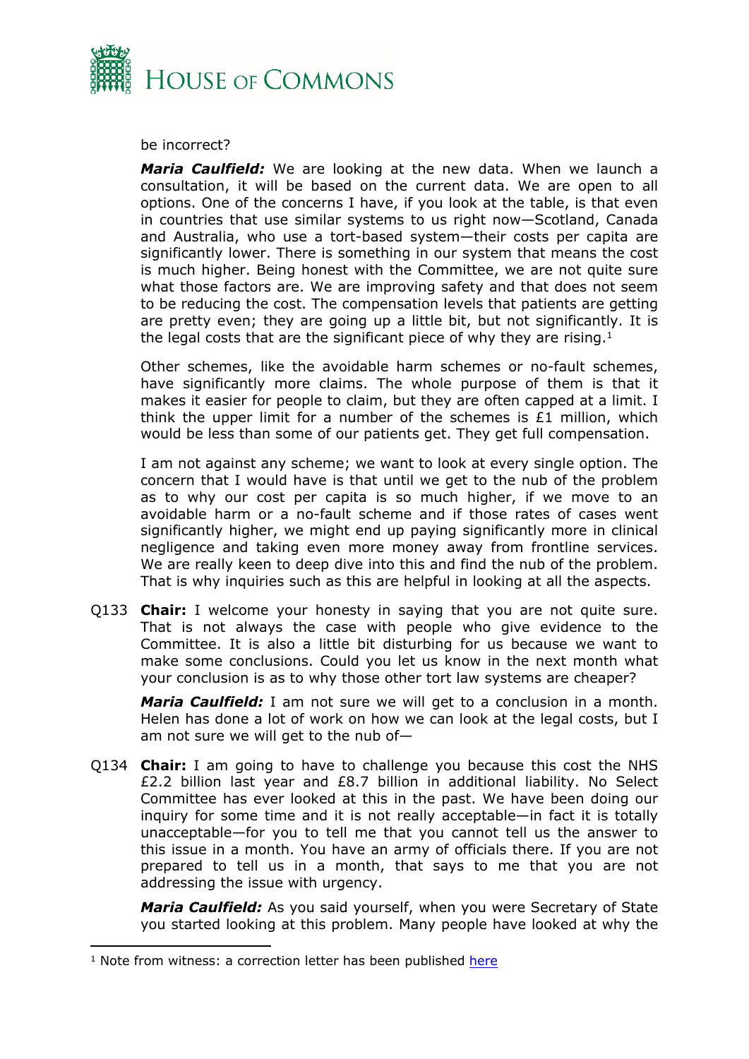be incorrect?

***Maria Caulfield:*** We are looking at the new data. When we launch a consultation, it will be based on the current data. We are open to all options. One of the concerns I have, if you look at the table, is that even in countries that use similar systems to us right now—Scotland, Canada and Australia, who use a tort-based system—their costs per capita are significantly lower. There is something in our system that means the cost is much higher. Being honest with the Committee, we are not quite sure what those factors are. We are improving safety and that does not seem to be reducing the cost. The compensation levels that patients are getting are pretty even; they are going up a little bit, but not significantly. It is the legal costs that are the significant piece of why they are rising.[1]

Other schemes, like the avoidable harm schemes or no-fault schemes, have significantly more claims. The whole purpose of them is that it makes it easier for people to claim, but they are often capped at a limit. I think the upper limit for a number of the schemes is £1 million, which would be less than some of our patients get. They get full compensation.

I am not against any scheme; we want to look at every single option. The concern that I would have is that until we get to the nub of the problem as to why our cost per capita is so much higher, if we move to an avoidable harm or a no-fault scheme and if those rates of cases went significantly higher, we might end up paying significantly more in clinical negligence and taking even more money away from frontline services. We are really keen to deep dive into this and find the nub of the problem. That is why inquiries such as this are helpful in looking at all the aspects.

Q133 **Chair:** I welcome your honesty in saying that you are not quite sure. That is not always the case with people who give evidence to the Committee. It is also a little bit disturbing for us because we want to make some conclusions. Could you let us know in the next month what your conclusion is as to why those other tort law systems are cheaper?

***Maria Caulfield:*** I am not sure we will get to a conclusion in a month. Helen has done a lot of work on how we can look at the legal costs, but I am not sure we will get to the nub of—

Q134 **Chair:** I am going to have to challenge you because this cost the NHS £2.2 billion last year and £8.7 billion in additional liability. No Select Committee has ever looked at this in the past. We have been doing our inquiry for some time and it is not really acceptable—in fact it is totally unacceptable—for you to tell me that you cannot tell us the answer to this issue in a month. You have an army of officials there. If you are not prepared to tell us in a month, that says to me that you are not addressing the issue with urgency.

***Maria Caulfield:*** As you said yourself, when you were Secretary of State you started looking at this problem. Many people have looked at why the

---

[1] Note from witness: a correction letter has been published here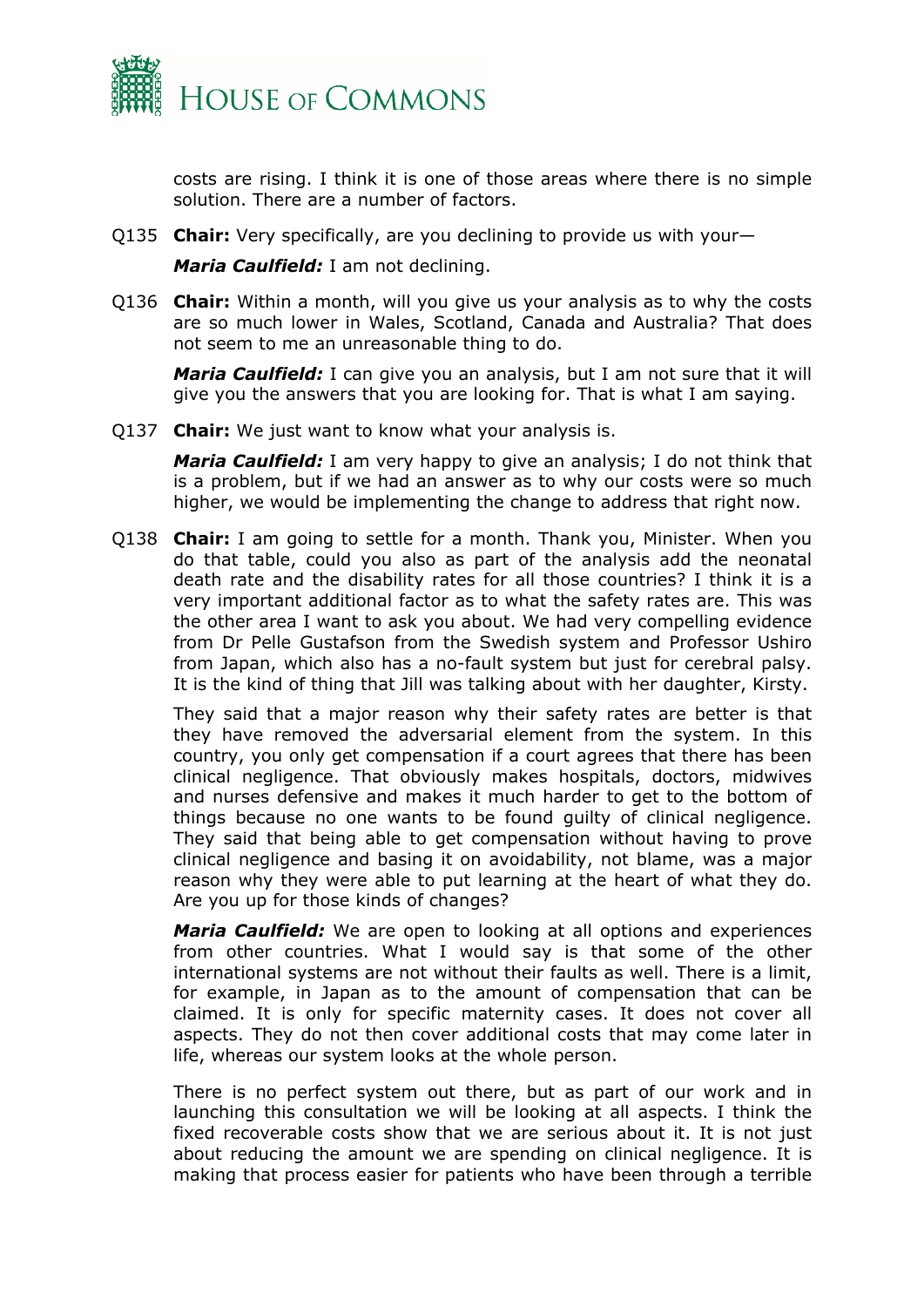costs are rising. I think it is one of those areas where there is no simple solution. There are a number of factors.

Q135 **Chair:** Very specifically, are you declining to provide us with your—

***Maria Caulfield:*** I am not declining.

Q136 **Chair:** Within a month, will you give us your analysis as to why the costs are so much lower in Wales, Scotland, Canada and Australia? That does not seem to me an unreasonable thing to do.

***Maria Caulfield:*** I can give you an analysis, but I am not sure that it will give you the answers that you are looking for. That is what I am saying.

Q137 **Chair:** We just want to know what your analysis is.

***Maria Caulfield:*** I am very happy to give an analysis; I do not think that is a problem, but if we had an answer as to why our costs were so much higher, we would be implementing the change to address that right now.

Q138 **Chair:** I am going to settle for a month. Thank you, Minister. When you do that table, could you also as part of the analysis add the neonatal death rate and the disability rates for all those countries? I think it is a very important additional factor as to what the safety rates are. This was the other area I want to ask you about. We had very compelling evidence from Dr Pelle Gustafson from the Swedish system and Professor Ushiro from Japan, which also has a no-fault system but just for cerebral palsy. It is the kind of thing that Jill was talking about with her daughter, Kirsty.

They said that a major reason why their safety rates are better is that they have removed the adversarial element from the system. In this country, you only get compensation if a court agrees that there has been clinical negligence. That obviously makes hospitals, doctors, midwives and nurses defensive and makes it much harder to get to the bottom of things because no one wants to be found guilty of clinical negligence. They said that being able to get compensation without having to prove clinical negligence and basing it on avoidability, not blame, was a major reason why they were able to put learning at the heart of what they do. Are you up for those kinds of changes?

***Maria Caulfield:*** We are open to looking at all options and experiences from other countries. What I would say is that some of the other international systems are not without their faults as well. There is a limit, for example, in Japan as to the amount of compensation that can be claimed. It is only for specific maternity cases. It does not cover all aspects. They do not then cover additional costs that may come later in life, whereas our system looks at the whole person.

There is no perfect system out there, but as part of our work and in launching this consultation we will be looking at all aspects. I think the fixed recoverable costs show that we are serious about it. It is not just about reducing the amount we are spending on clinical negligence. It is making that process easier for patients who have been through a terrible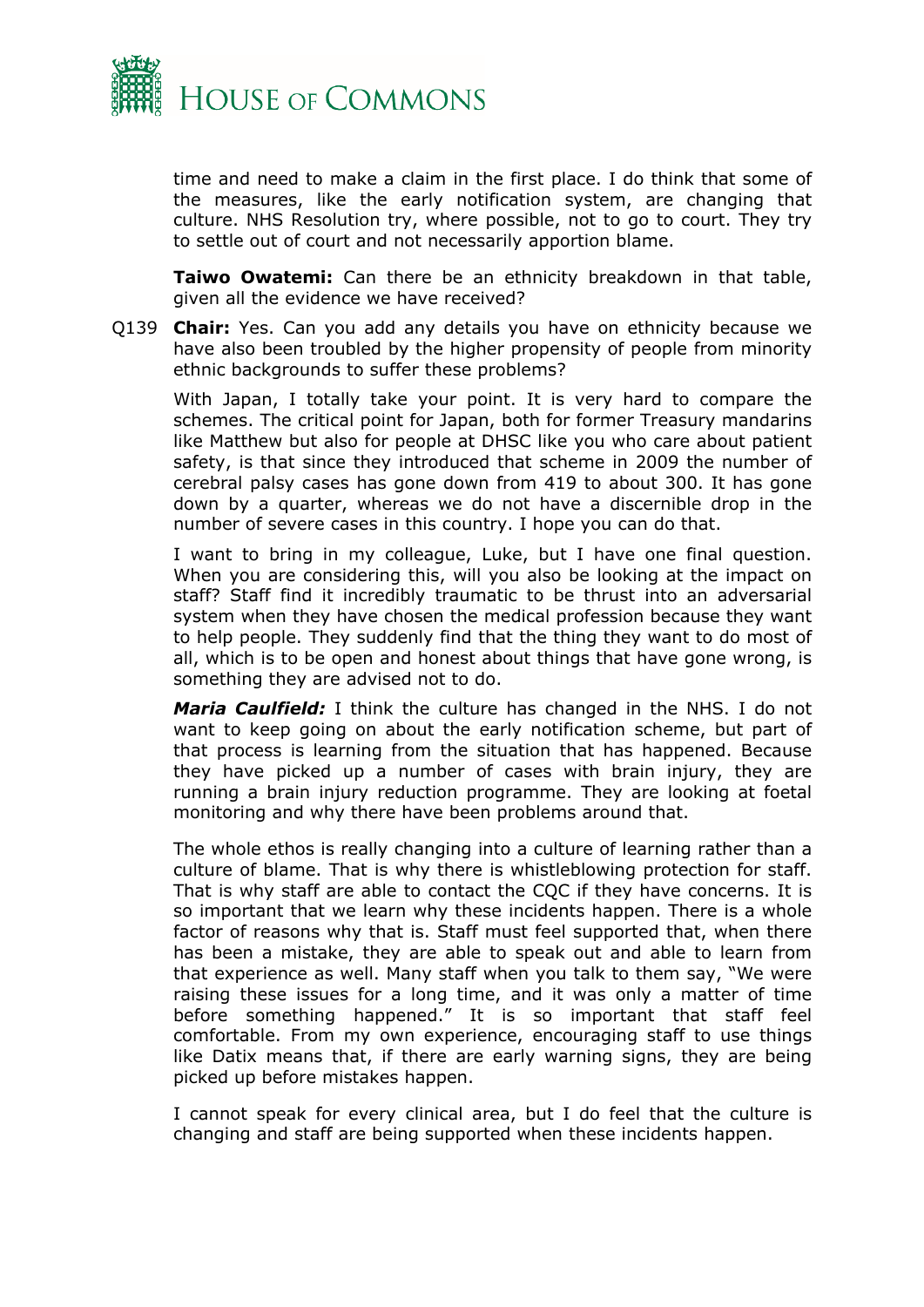time and need to make a claim in the first place. I do think that some of the measures, like the early notification system, are changing that culture. NHS Resolution try, where possible, not to go to court. They try to settle out of court and not necessarily apportion blame.

**Taiwo Owatemi:** Can there be an ethnicity breakdown in that table, given all the evidence we have received?

Q139 **Chair:** Yes. Can you add any details you have on ethnicity because we have also been troubled by the higher propensity of people from minority ethnic backgrounds to suffer these problems?

With Japan, I totally take your point. It is very hard to compare the schemes. The critical point for Japan, both for former Treasury mandarins like Matthew but also for people at DHSC like you who care about patient safety, is that since they introduced that scheme in 2009 the number of cerebral palsy cases has gone down from 419 to about 300. It has gone down by a quarter, whereas we do not have a discernible drop in the number of severe cases in this country. I hope you can do that.

I want to bring in my colleague, Luke, but I have one final question. When you are considering this, will you also be looking at the impact on staff? Staff find it incredibly traumatic to be thrust into an adversarial system when they have chosen the medical profession because they want to help people. They suddenly find that the thing they want to do most of all, which is to be open and honest about things that have gone wrong, is something they are advised not to do.

***Maria Caulfield:*** I think the culture has changed in the NHS. I do not want to keep going on about the early notification scheme, but part of that process is learning from the situation that has happened. Because they have picked up a number of cases with brain injury, they are running a brain injury reduction programme. They are looking at foetal monitoring and why there have been problems around that.

The whole ethos is really changing into a culture of learning rather than a culture of blame. That is why there is whistleblowing protection for staff. That is why staff are able to contact the CQC if they have concerns. It is so important that we learn why these incidents happen. There is a whole factor of reasons why that is. Staff must feel supported that, when there has been a mistake, they are able to speak out and able to learn from that experience as well. Many staff when you talk to them say, "We were raising these issues for a long time, and it was only a matter of time before something happened." It is so important that staff feel comfortable. From my own experience, encouraging staff to use things like Datix means that, if there are early warning signs, they are being picked up before mistakes happen.

I cannot speak for every clinical area, but I do feel that the culture is changing and staff are being supported when these incidents happen.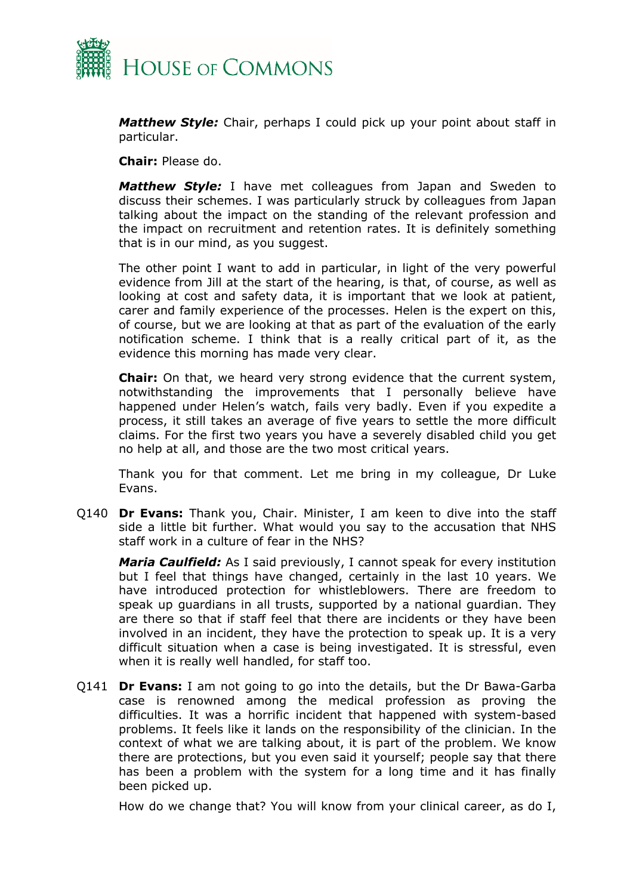***Matthew Style:*** Chair, perhaps I could pick up your point about staff in particular.

**Chair:** Please do.

***Matthew Style:*** I have met colleagues from Japan and Sweden to discuss their schemes. I was particularly struck by colleagues from Japan talking about the impact on the standing of the relevant profession and the impact on recruitment and retention rates. It is definitely something that is in our mind, as you suggest.

The other point I want to add in particular, in light of the very powerful evidence from Jill at the start of the hearing, is that, of course, as well as looking at cost and safety data, it is important that we look at patient, carer and family experience of the processes. Helen is the expert on this, of course, but we are looking at that as part of the evaluation of the early notification scheme. I think that is a really critical part of it, as the evidence this morning has made very clear.

**Chair:** On that, we heard very strong evidence that the current system, notwithstanding the improvements that I personally believe have happened under Helen's watch, fails very badly. Even if you expedite a process, it still takes an average of five years to settle the more difficult claims. For the first two years you have a severely disabled child you get no help at all, and those are the two most critical years.

Thank you for that comment. Let me bring in my colleague, Dr Luke Evans.

Q140 **Dr Evans:** Thank you, Chair. Minister, I am keen to dive into the staff side a little bit further. What would you say to the accusation that NHS staff work in a culture of fear in the NHS?

***Maria Caulfield:*** As I said previously, I cannot speak for every institution but I feel that things have changed, certainly in the last 10 years. We have introduced protection for whistleblowers. There are freedom to speak up guardians in all trusts, supported by a national guardian. They are there so that if staff feel that there are incidents or they have been involved in an incident, they have the protection to speak up. It is a very difficult situation when a case is being investigated. It is stressful, even when it is really well handled, for staff too.

Q141 **Dr Evans:** I am not going to go into the details, but the Dr Bawa-Garba case is renowned among the medical profession as proving the difficulties. It was a horrific incident that happened with system-based problems. It feels like it lands on the responsibility of the clinician. In the context of what we are talking about, it is part of the problem. We know there are protections, but you even said it yourself; people say that there has been a problem with the system for a long time and it has finally been picked up.

How do we change that? You will know from your clinical career, as do I,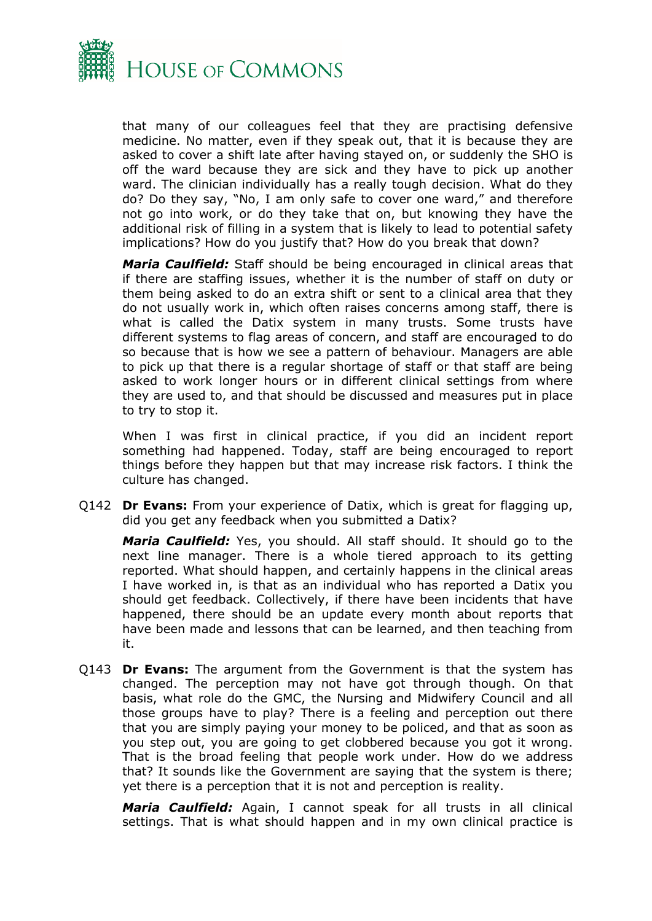that many of our colleagues feel that they are practising defensive medicine. No matter, even if they speak out, that it is because they are asked to cover a shift late after having stayed on, or suddenly the SHO is off the ward because they are sick and they have to pick up another ward. The clinician individually has a really tough decision. What do they do? Do they say, "No, I am only safe to cover one ward," and therefore not go into work, or do they take that on, but knowing they have the additional risk of filling in a system that is likely to lead to potential safety implications? How do you justify that? How do you break that down?

***Maria Caulfield:*** Staff should be being encouraged in clinical areas that if there are staffing issues, whether it is the number of staff on duty or them being asked to do an extra shift or sent to a clinical area that they do not usually work in, which often raises concerns among staff, there is what is called the Datix system in many trusts. Some trusts have different systems to flag areas of concern, and staff are encouraged to do so because that is how we see a pattern of behaviour. Managers are able to pick up that there is a regular shortage of staff or that staff are being asked to work longer hours or in different clinical settings from where they are used to, and that should be discussed and measures put in place to try to stop it.

When I was first in clinical practice, if you did an incident report something had happened. Today, staff are being encouraged to report things before they happen but that may increase risk factors. I think the culture has changed.

Q142 **Dr Evans:** From your experience of Datix, which is great for flagging up, did you get any feedback when you submitted a Datix?

***Maria Caulfield:*** Yes, you should. All staff should. It should go to the next line manager. There is a whole tiered approach to its getting reported. What should happen, and certainly happens in the clinical areas I have worked in, is that as an individual who has reported a Datix you should get feedback. Collectively, if there have been incidents that have happened, there should be an update every month about reports that have been made and lessons that can be learned, and then teaching from it.

Q143 **Dr Evans:** The argument from the Government is that the system has changed. The perception may not have got through though. On that basis, what role do the GMC, the Nursing and Midwifery Council and all those groups have to play? There is a feeling and perception out there that you are simply paying your money to be policed, and that as soon as you step out, you are going to get clobbered because you got it wrong. That is the broad feeling that people work under. How do we address that? It sounds like the Government are saying that the system is there; yet there is a perception that it is not and perception is reality.

***Maria Caulfield:*** Again, I cannot speak for all trusts in all clinical settings. That is what should happen and in my own clinical practice is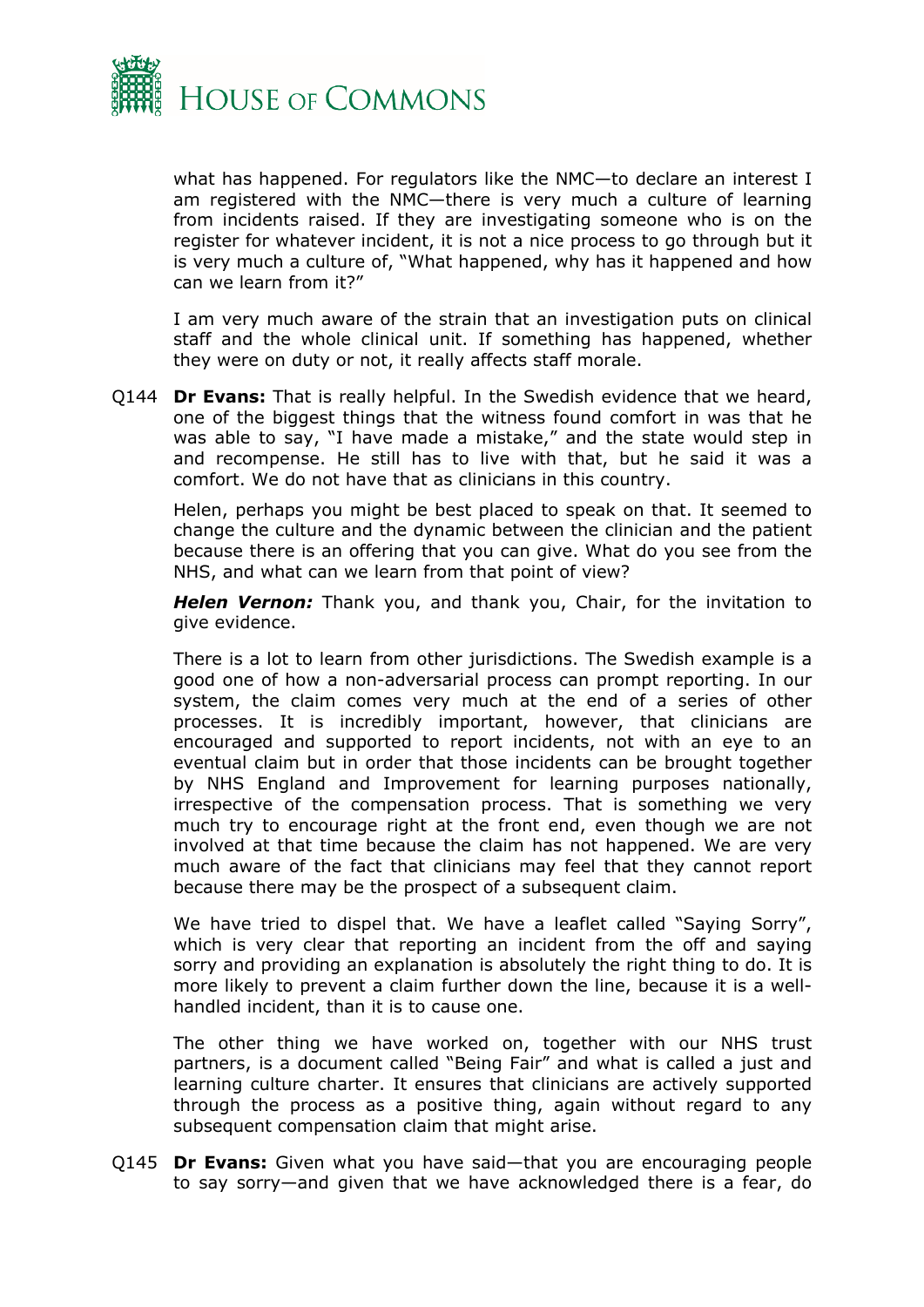what has happened. For regulators like the NMC—to declare an interest I am registered with the NMC—there is very much a culture of learning from incidents raised. If they are investigating someone who is on the register for whatever incident, it is not a nice process to go through but it is very much a culture of, "What happened, why has it happened and how can we learn from it?"

I am very much aware of the strain that an investigation puts on clinical staff and the whole clinical unit. If something has happened, whether they were on duty or not, it really affects staff morale.

Q144 **Dr Evans:** That is really helpful. In the Swedish evidence that we heard, one of the biggest things that the witness found comfort in was that he was able to say, "I have made a mistake," and the state would step in and recompense. He still has to live with that, but he said it was a comfort. We do not have that as clinicians in this country.

Helen, perhaps you might be best placed to speak on that. It seemed to change the culture and the dynamic between the clinician and the patient because there is an offering that you can give. What do you see from the NHS, and what can we learn from that point of view?

***Helen Vernon:*** Thank you, and thank you, Chair, for the invitation to give evidence.

There is a lot to learn from other jurisdictions. The Swedish example is a good one of how a non-adversarial process can prompt reporting. In our system, the claim comes very much at the end of a series of other processes. It is incredibly important, however, that clinicians are encouraged and supported to report incidents, not with an eye to an eventual claim but in order that those incidents can be brought together by NHS England and Improvement for learning purposes nationally, irrespective of the compensation process. That is something we very much try to encourage right at the front end, even though we are not involved at that time because the claim has not happened. We are very much aware of the fact that clinicians may feel that they cannot report because there may be the prospect of a subsequent claim.

We have tried to dispel that. We have a leaflet called "Saying Sorry", which is very clear that reporting an incident from the off and saying sorry and providing an explanation is absolutely the right thing to do. It is more likely to prevent a claim further down the line, because it is a well-handled incident, than it is to cause one.

The other thing we have worked on, together with our NHS trust partners, is a document called "Being Fair" and what is called a just and learning culture charter. It ensures that clinicians are actively supported through the process as a positive thing, again without regard to any subsequent compensation claim that might arise.

Q145 **Dr Evans:** Given what you have said—that you are encouraging people to say sorry—and given that we have acknowledged there is a fear, do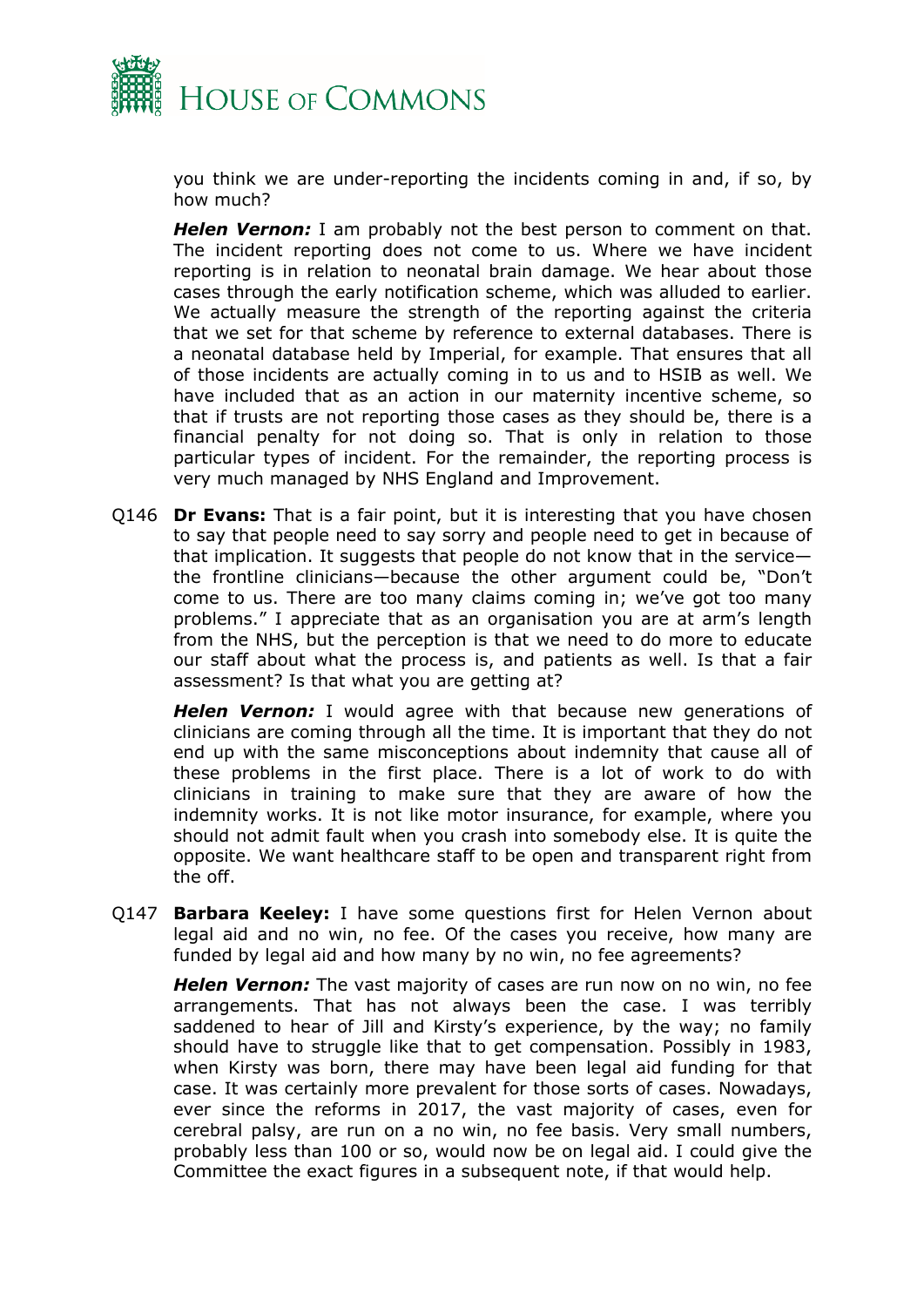you think we are under-reporting the incidents coming in and, if so, by how much?

***Helen Vernon:*** I am probably not the best person to comment on that. The incident reporting does not come to us. Where we have incident reporting is in relation to neonatal brain damage. We hear about those cases through the early notification scheme, which was alluded to earlier. We actually measure the strength of the reporting against the criteria that we set for that scheme by reference to external databases. There is a neonatal database held by Imperial, for example. That ensures that all of those incidents are actually coming in to us and to HSIB as well. We have included that as an action in our maternity incentive scheme, so that if trusts are not reporting those cases as they should be, there is a financial penalty for not doing so. That is only in relation to those particular types of incident. For the remainder, the reporting process is very much managed by NHS England and Improvement.

Q146 **Dr Evans:** That is a fair point, but it is interesting that you have chosen to say that people need to say sorry and people need to get in because of that implication. It suggests that people do not know that in the service—the frontline clinicians—because the other argument could be, "Don't come to us. There are too many claims coming in; we've got too many problems." I appreciate that as an organisation you are at arm's length from the NHS, but the perception is that we need to do more to educate our staff about what the process is, and patients as well. Is that a fair assessment? Is that what you are getting at?

***Helen Vernon:*** I would agree with that because new generations of clinicians are coming through all the time. It is important that they do not end up with the same misconceptions about indemnity that cause all of these problems in the first place. There is a lot of work to do with clinicians in training to make sure that they are aware of how the indemnity works. It is not like motor insurance, for example, where you should not admit fault when you crash into somebody else. It is quite the opposite. We want healthcare staff to be open and transparent right from the off.

Q147 **Barbara Keeley:** I have some questions first for Helen Vernon about legal aid and no win, no fee. Of the cases you receive, how many are funded by legal aid and how many by no win, no fee agreements?

***Helen Vernon:*** The vast majority of cases are run now on no win, no fee arrangements. That has not always been the case. I was terribly saddened to hear of Jill and Kirsty's experience, by the way; no family should have to struggle like that to get compensation. Possibly in 1983, when Kirsty was born, there may have been legal aid funding for that case. It was certainly more prevalent for those sorts of cases. Nowadays, ever since the reforms in 2017, the vast majority of cases, even for cerebral palsy, are run on a no win, no fee basis. Very small numbers, probably less than 100 or so, would now be on legal aid. I could give the Committee the exact figures in a subsequent note, if that would help.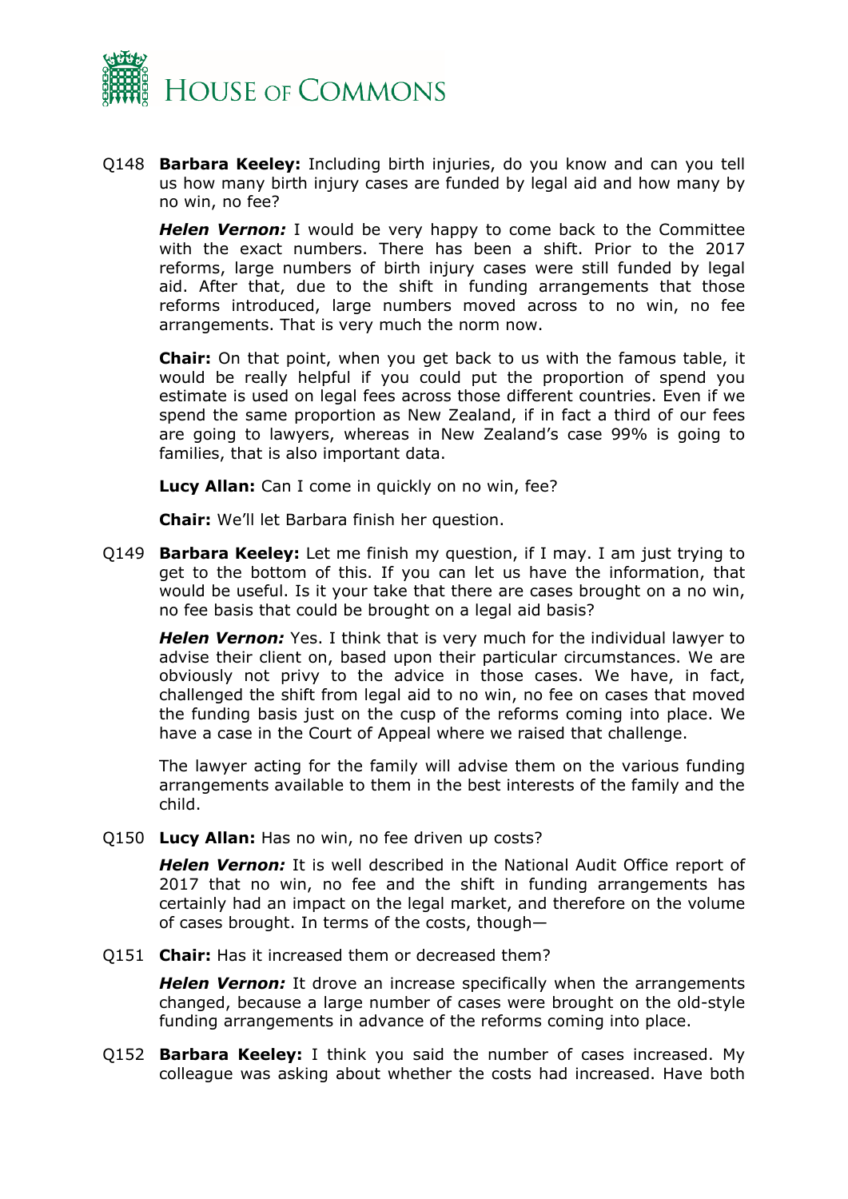Q148 **Barbara Keeley:** Including birth injuries, do you know and can you tell us how many birth injury cases are funded by legal aid and how many by no win, no fee?

***Helen Vernon:*** I would be very happy to come back to the Committee with the exact numbers. There has been a shift. Prior to the 2017 reforms, large numbers of birth injury cases were still funded by legal aid. After that, due to the shift in funding arrangements that those reforms introduced, large numbers moved across to no win, no fee arrangements. That is very much the norm now.

**Chair:** On that point, when you get back to us with the famous table, it would be really helpful if you could put the proportion of spend you estimate is used on legal fees across those different countries. Even if we spend the same proportion as New Zealand, if in fact a third of our fees are going to lawyers, whereas in New Zealand's case 99% is going to families, that is also important data.

**Lucy Allan:** Can I come in quickly on no win, fee?

**Chair:** We'll let Barbara finish her question.

Q149 **Barbara Keeley:** Let me finish my question, if I may. I am just trying to get to the bottom of this. If you can let us have the information, that would be useful. Is it your take that there are cases brought on a no win, no fee basis that could be brought on a legal aid basis?

***Helen Vernon:*** Yes. I think that is very much for the individual lawyer to advise their client on, based upon their particular circumstances. We are obviously not privy to the advice in those cases. We have, in fact, challenged the shift from legal aid to no win, no fee on cases that moved the funding basis just on the cusp of the reforms coming into place. We have a case in the Court of Appeal where we raised that challenge.

The lawyer acting for the family will advise them on the various funding arrangements available to them in the best interests of the family and the child.

Q150 **Lucy Allan:** Has no win, no fee driven up costs?

***Helen Vernon:*** It is well described in the National Audit Office report of 2017 that no win, no fee and the shift in funding arrangements has certainly had an impact on the legal market, and therefore on the volume of cases brought. In terms of the costs, though—

Q151 **Chair:** Has it increased them or decreased them?

***Helen Vernon:*** It drove an increase specifically when the arrangements changed, because a large number of cases were brought on the old-style funding arrangements in advance of the reforms coming into place.

Q152 **Barbara Keeley:** I think you said the number of cases increased. My colleague was asking about whether the costs had increased. Have both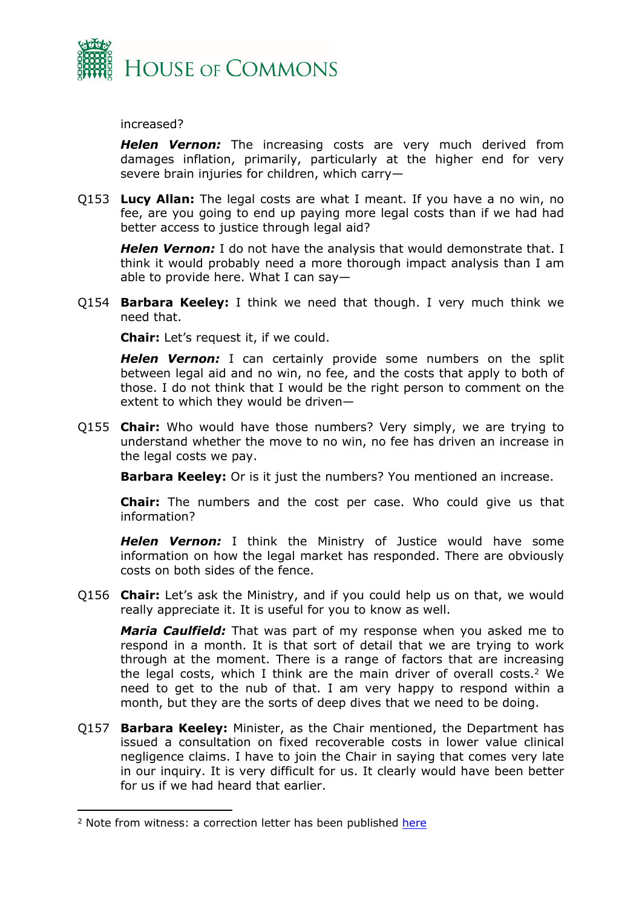increased?

***Helen Vernon:*** The increasing costs are very much derived from damages inflation, primarily, particularly at the higher end for very severe brain injuries for children, which carry—

Q153 **Lucy Allan:** The legal costs are what I meant. If you have a no win, no fee, are you going to end up paying more legal costs than if we had had better access to justice through legal aid?

***Helen Vernon:*** I do not have the analysis that would demonstrate that. I think it would probably need a more thorough impact analysis than I am able to provide here. What I can say—

Q154 **Barbara Keeley:** I think we need that though. I very much think we need that.

**Chair:** Let's request it, if we could.

***Helen Vernon:*** I can certainly provide some numbers on the split between legal aid and no win, no fee, and the costs that apply to both of those. I do not think that I would be the right person to comment on the extent to which they would be driven—

Q155 **Chair:** Who would have those numbers? Very simply, we are trying to understand whether the move to no win, no fee has driven an increase in the legal costs we pay.

**Barbara Keeley:** Or is it just the numbers? You mentioned an increase.

**Chair:** The numbers and the cost per case. Who could give us that information?

***Helen Vernon:*** I think the Ministry of Justice would have some information on how the legal market has responded. There are obviously costs on both sides of the fence.

Q156 **Chair:** Let's ask the Ministry, and if you could help us on that, we would really appreciate it. It is useful for you to know as well.

***Maria Caulfield:*** That was part of my response when you asked me to respond in a month. It is that sort of detail that we are trying to work through at the moment. There is a range of factors that are increasing the legal costs, which I think are the main driver of overall costs.[2] We need to get to the nub of that. I am very happy to respond within a month, but they are the sorts of deep dives that we need to be doing.

Q157 **Barbara Keeley:** Minister, as the Chair mentioned, the Department has issued a consultation on fixed recoverable costs in lower value clinical negligence claims. I have to join the Chair in saying that comes very late in our inquiry. It is very difficult for us. It clearly would have been better for us if we had heard that earlier.

---

[2] Note from witness: a correction letter has been published here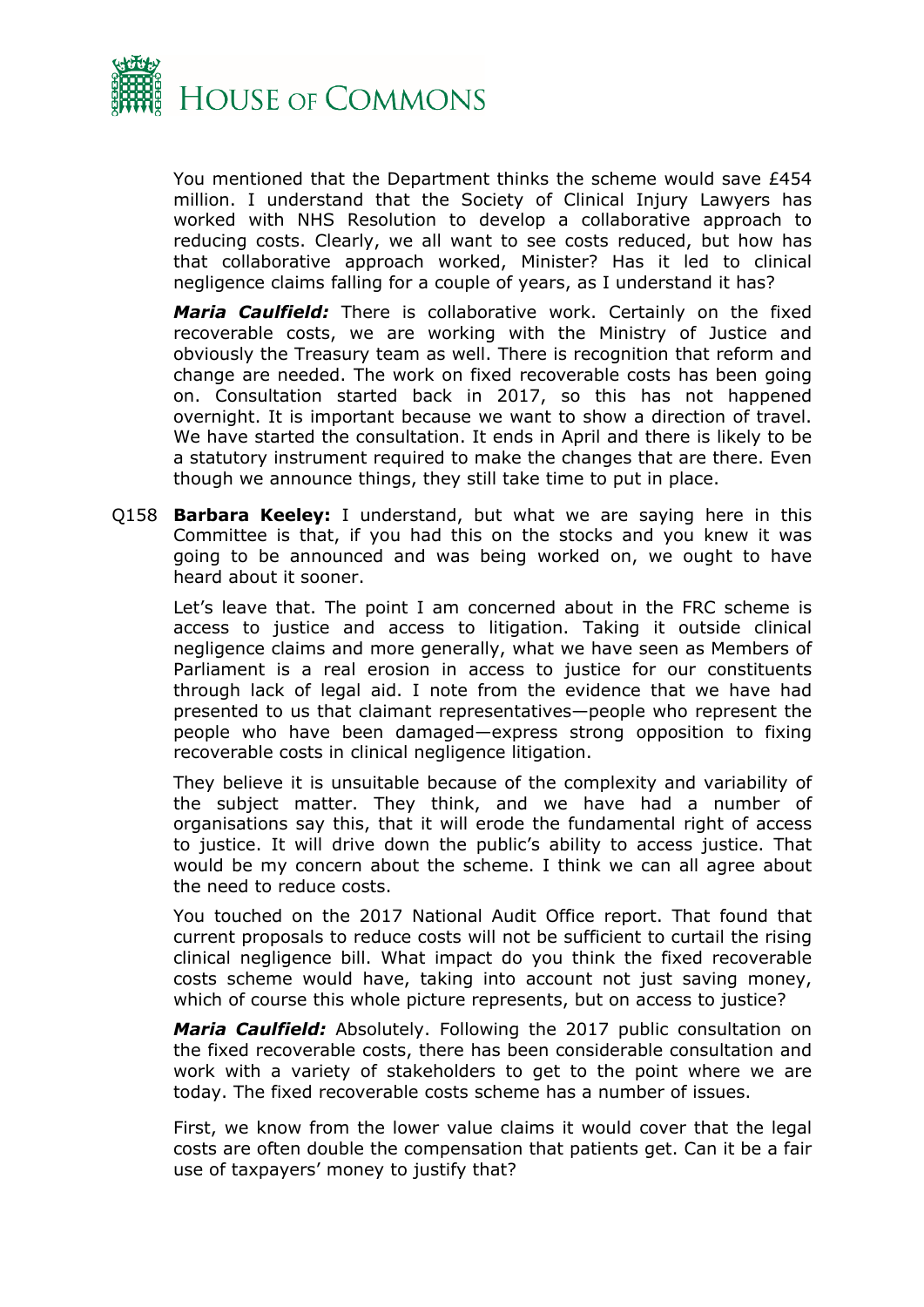You mentioned that the Department thinks the scheme would save £454 million. I understand that the Society of Clinical Injury Lawyers has worked with NHS Resolution to develop a collaborative approach to reducing costs. Clearly, we all want to see costs reduced, but how has that collaborative approach worked, Minister? Has it led to clinical negligence claims falling for a couple of years, as I understand it has?

***Maria Caulfield:*** There is collaborative work. Certainly on the fixed recoverable costs, we are working with the Ministry of Justice and obviously the Treasury team as well. There is recognition that reform and change are needed. The work on fixed recoverable costs has been going on. Consultation started back in 2017, so this has not happened overnight. It is important because we want to show a direction of travel. We have started the consultation. It ends in April and there is likely to be a statutory instrument required to make the changes that are there. Even though we announce things, they still take time to put in place.

Q158 **Barbara Keeley:** I understand, but what we are saying here in this Committee is that, if you had this on the stocks and you knew it was going to be announced and was being worked on, we ought to have heard about it sooner.

Let's leave that. The point I am concerned about in the FRC scheme is access to justice and access to litigation. Taking it outside clinical negligence claims and more generally, what we have seen as Members of Parliament is a real erosion in access to justice for our constituents through lack of legal aid. I note from the evidence that we have had presented to us that claimant representatives—people who represent the people who have been damaged—express strong opposition to fixing recoverable costs in clinical negligence litigation.

They believe it is unsuitable because of the complexity and variability of the subject matter. They think, and we have had a number of organisations say this, that it will erode the fundamental right of access to justice. It will drive down the public's ability to access justice. That would be my concern about the scheme. I think we can all agree about the need to reduce costs.

You touched on the 2017 National Audit Office report. That found that current proposals to reduce costs will not be sufficient to curtail the rising clinical negligence bill. What impact do you think the fixed recoverable costs scheme would have, taking into account not just saving money, which of course this whole picture represents, but on access to justice?

***Maria Caulfield:*** Absolutely. Following the 2017 public consultation on the fixed recoverable costs, there has been considerable consultation and work with a variety of stakeholders to get to the point where we are today. The fixed recoverable costs scheme has a number of issues.

First, we know from the lower value claims it would cover that the legal costs are often double the compensation that patients get. Can it be a fair use of taxpayers' money to justify that?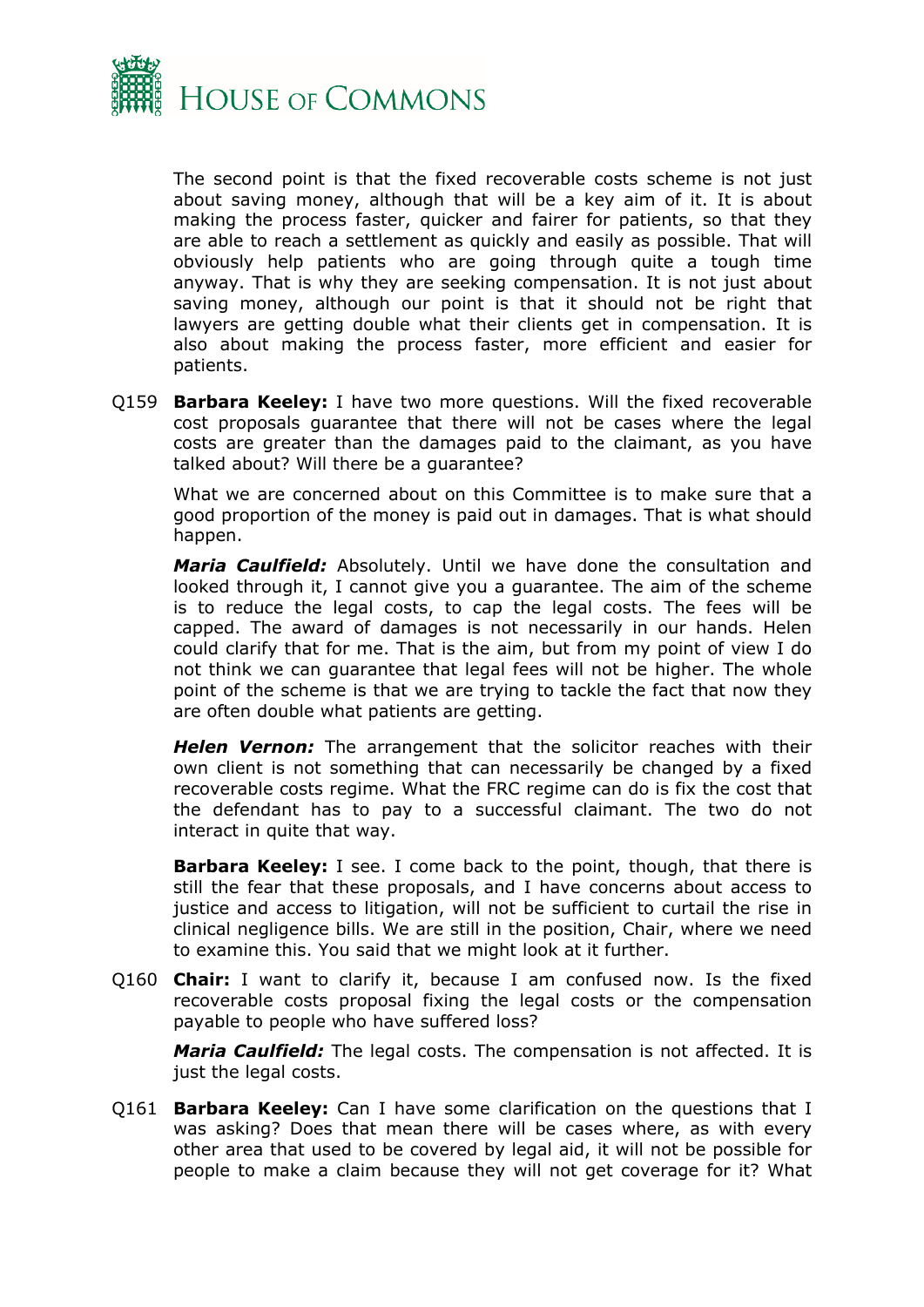The second point is that the fixed recoverable costs scheme is not just about saving money, although that will be a key aim of it. It is about making the process faster, quicker and fairer for patients, so that they are able to reach a settlement as quickly and easily as possible. That will obviously help patients who are going through quite a tough time anyway. That is why they are seeking compensation. It is not just about saving money, although our point is that it should not be right that lawyers are getting double what their clients get in compensation. It is also about making the process faster, more efficient and easier for patients.

Q159 **Barbara Keeley:** I have two more questions. Will the fixed recoverable cost proposals guarantee that there will not be cases where the legal costs are greater than the damages paid to the claimant, as you have talked about? Will there be a guarantee?

What we are concerned about on this Committee is to make sure that a good proportion of the money is paid out in damages. That is what should happen.

***Maria Caulfield:*** Absolutely. Until we have done the consultation and looked through it, I cannot give you a guarantee. The aim of the scheme is to reduce the legal costs, to cap the legal costs. The fees will be capped. The award of damages is not necessarily in our hands. Helen could clarify that for me. That is the aim, but from my point of view I do not think we can guarantee that legal fees will not be higher. The whole point of the scheme is that we are trying to tackle the fact that now they are often double what patients are getting.

***Helen Vernon:*** The arrangement that the solicitor reaches with their own client is not something that can necessarily be changed by a fixed recoverable costs regime. What the FRC regime can do is fix the cost that the defendant has to pay to a successful claimant. The two do not interact in quite that way.

**Barbara Keeley:** I see. I come back to the point, though, that there is still the fear that these proposals, and I have concerns about access to justice and access to litigation, will not be sufficient to curtail the rise in clinical negligence bills. We are still in the position, Chair, where we need to examine this. You said that we might look at it further.

Q160 **Chair:** I want to clarify it, because I am confused now. Is the fixed recoverable costs proposal fixing the legal costs or the compensation payable to people who have suffered loss?

***Maria Caulfield:*** The legal costs. The compensation is not affected. It is just the legal costs.

Q161 **Barbara Keeley:** Can I have some clarification on the questions that I was asking? Does that mean there will be cases where, as with every other area that used to be covered by legal aid, it will not be possible for people to make a claim because they will not get coverage for it? What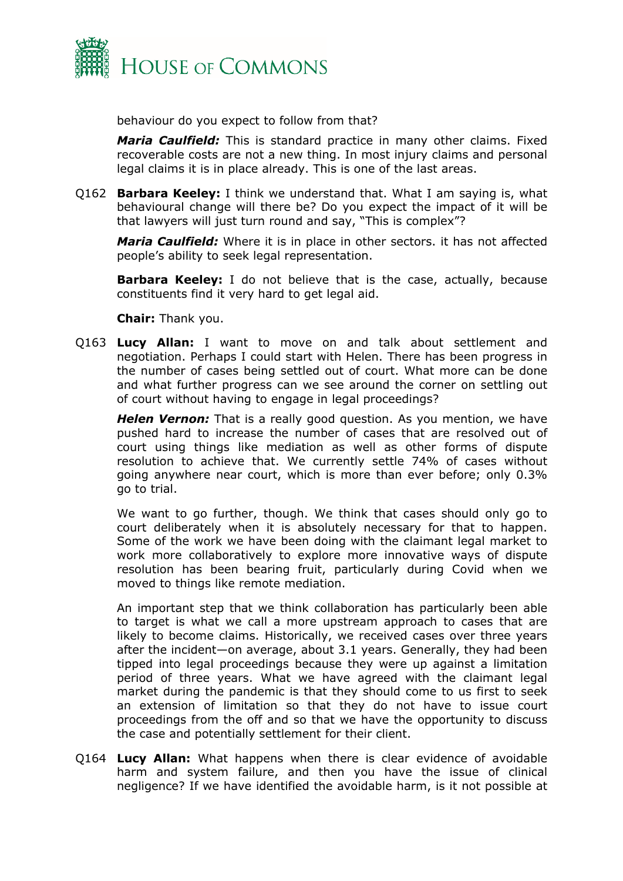behaviour do you expect to follow from that?

***Maria Caulfield:*** This is standard practice in many other claims. Fixed recoverable costs are not a new thing. In most injury claims and personal legal claims it is in place already. This is one of the last areas.

Q162 **Barbara Keeley:** I think we understand that. What I am saying is, what behavioural change will there be? Do you expect the impact of it will be that lawyers will just turn round and say, "This is complex"?

***Maria Caulfield:*** Where it is in place in other sectors. it has not affected people's ability to seek legal representation.

**Barbara Keeley:** I do not believe that is the case, actually, because constituents find it very hard to get legal aid.

**Chair:** Thank you.

Q163 **Lucy Allan:** I want to move on and talk about settlement and negotiation. Perhaps I could start with Helen. There has been progress in the number of cases being settled out of court. What more can be done and what further progress can we see around the corner on settling out of court without having to engage in legal proceedings?

***Helen Vernon:*** That is a really good question. As you mention, we have pushed hard to increase the number of cases that are resolved out of court using things like mediation as well as other forms of dispute resolution to achieve that. We currently settle 74% of cases without going anywhere near court, which is more than ever before; only 0.3% go to trial.

We want to go further, though. We think that cases should only go to court deliberately when it is absolutely necessary for that to happen. Some of the work we have been doing with the claimant legal market to work more collaboratively to explore more innovative ways of dispute resolution has been bearing fruit, particularly during Covid when we moved to things like remote mediation.

An important step that we think collaboration has particularly been able to target is what we call a more upstream approach to cases that are likely to become claims. Historically, we received cases over three years after the incident—on average, about 3.1 years. Generally, they had been tipped into legal proceedings because they were up against a limitation period of three years. What we have agreed with the claimant legal market during the pandemic is that they should come to us first to seek an extension of limitation so that they do not have to issue court proceedings from the off and so that we have the opportunity to discuss the case and potentially settlement for their client.

Q164 **Lucy Allan:** What happens when there is clear evidence of avoidable harm and system failure, and then you have the issue of clinical negligence? If we have identified the avoidable harm, is it not possible at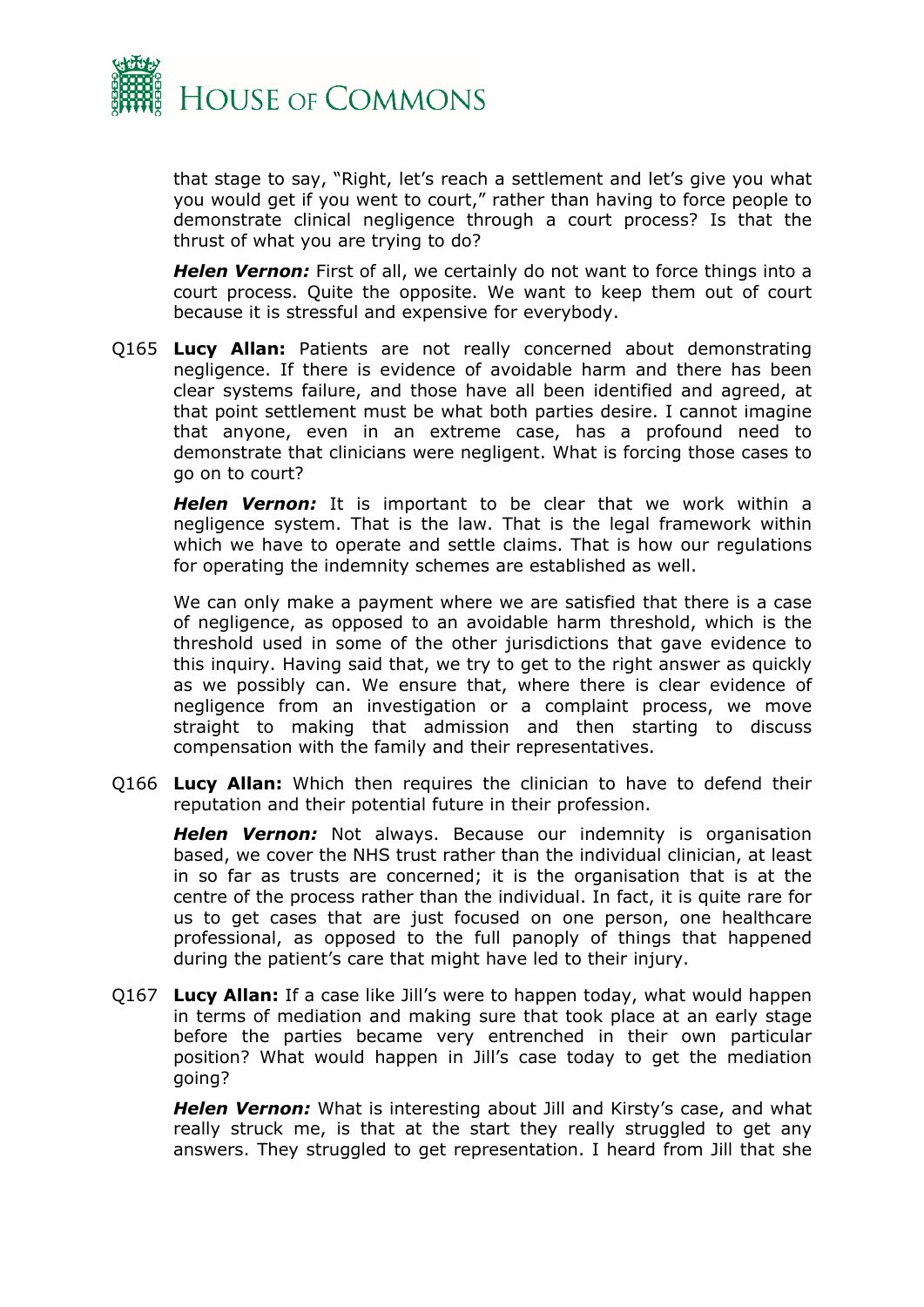that stage to say, "Right, let's reach a settlement and let's give you what you would get if you went to court," rather than having to force people to demonstrate clinical negligence through a court process? Is that the thrust of what you are trying to do?

***Helen Vernon:*** First of all, we certainly do not want to force things into a court process. Quite the opposite. We want to keep them out of court because it is stressful and expensive for everybody.

Q165 **Lucy Allan:** Patients are not really concerned about demonstrating negligence. If there is evidence of avoidable harm and there has been clear systems failure, and those have all been identified and agreed, at that point settlement must be what both parties desire. I cannot imagine that anyone, even in an extreme case, has a profound need to demonstrate that clinicians were negligent. What is forcing those cases to go on to court?

***Helen Vernon:*** It is important to be clear that we work within a negligence system. That is the law. That is the legal framework within which we have to operate and settle claims. That is how our regulations for operating the indemnity schemes are established as well.

We can only make a payment where we are satisfied that there is a case of negligence, as opposed to an avoidable harm threshold, which is the threshold used in some of the other jurisdictions that gave evidence to this inquiry. Having said that, we try to get to the right answer as quickly as we possibly can. We ensure that, where there is clear evidence of negligence from an investigation or a complaint process, we move straight to making that admission and then starting to discuss compensation with the family and their representatives.

Q166 **Lucy Allan:** Which then requires the clinician to have to defend their reputation and their potential future in their profession.

***Helen Vernon:*** Not always. Because our indemnity is organisation based, we cover the NHS trust rather than the individual clinician, at least in so far as trusts are concerned; it is the organisation that is at the centre of the process rather than the individual. In fact, it is quite rare for us to get cases that are just focused on one person, one healthcare professional, as opposed to the full panoply of things that happened during the patient's care that might have led to their injury.

Q167 **Lucy Allan:** If a case like Jill's were to happen today, what would happen in terms of mediation and making sure that took place at an early stage before the parties became very entrenched in their own particular position? What would happen in Jill's case today to get the mediation going?

***Helen Vernon:*** What is interesting about Jill and Kirsty's case, and what really struck me, is that at the start they really struggled to get any answers. They struggled to get representation. I heard from Jill that she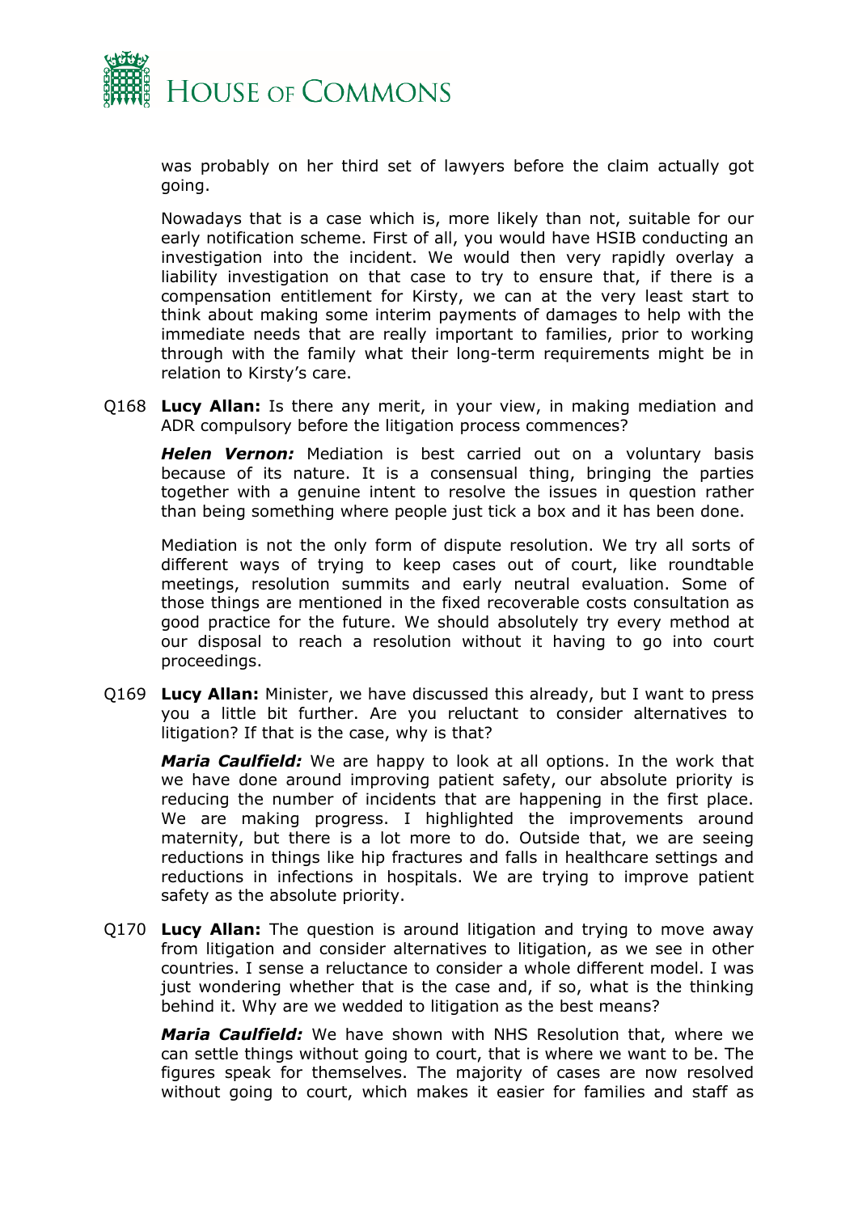was probably on her third set of lawyers before the claim actually got going.

Nowadays that is a case which is, more likely than not, suitable for our early notification scheme. First of all, you would have HSIB conducting an investigation into the incident. We would then very rapidly overlay a liability investigation on that case to try to ensure that, if there is a compensation entitlement for Kirsty, we can at the very least start to think about making some interim payments of damages to help with the immediate needs that are really important to families, prior to working through with the family what their long-term requirements might be in relation to Kirsty's care.

Q168 **Lucy Allan:** Is there any merit, in your view, in making mediation and ADR compulsory before the litigation process commences?

***Helen Vernon:*** Mediation is best carried out on a voluntary basis because of its nature. It is a consensual thing, bringing the parties together with a genuine intent to resolve the issues in question rather than being something where people just tick a box and it has been done.

Mediation is not the only form of dispute resolution. We try all sorts of different ways of trying to keep cases out of court, like roundtable meetings, resolution summits and early neutral evaluation. Some of those things are mentioned in the fixed recoverable costs consultation as good practice for the future. We should absolutely try every method at our disposal to reach a resolution without it having to go into court proceedings.

Q169 **Lucy Allan:** Minister, we have discussed this already, but I want to press you a little bit further. Are you reluctant to consider alternatives to litigation? If that is the case, why is that?

***Maria Caulfield:*** We are happy to look at all options. In the work that we have done around improving patient safety, our absolute priority is reducing the number of incidents that are happening in the first place. We are making progress. I highlighted the improvements around maternity, but there is a lot more to do. Outside that, we are seeing reductions in things like hip fractures and falls in healthcare settings and reductions in infections in hospitals. We are trying to improve patient safety as the absolute priority.

Q170 **Lucy Allan:** The question is around litigation and trying to move away from litigation and consider alternatives to litigation, as we see in other countries. I sense a reluctance to consider a whole different model. I was just wondering whether that is the case and, if so, what is the thinking behind it. Why are we wedded to litigation as the best means?

***Maria Caulfield:*** We have shown with NHS Resolution that, where we can settle things without going to court, that is where we want to be. The figures speak for themselves. The majority of cases are now resolved without going to court, which makes it easier for families and staff as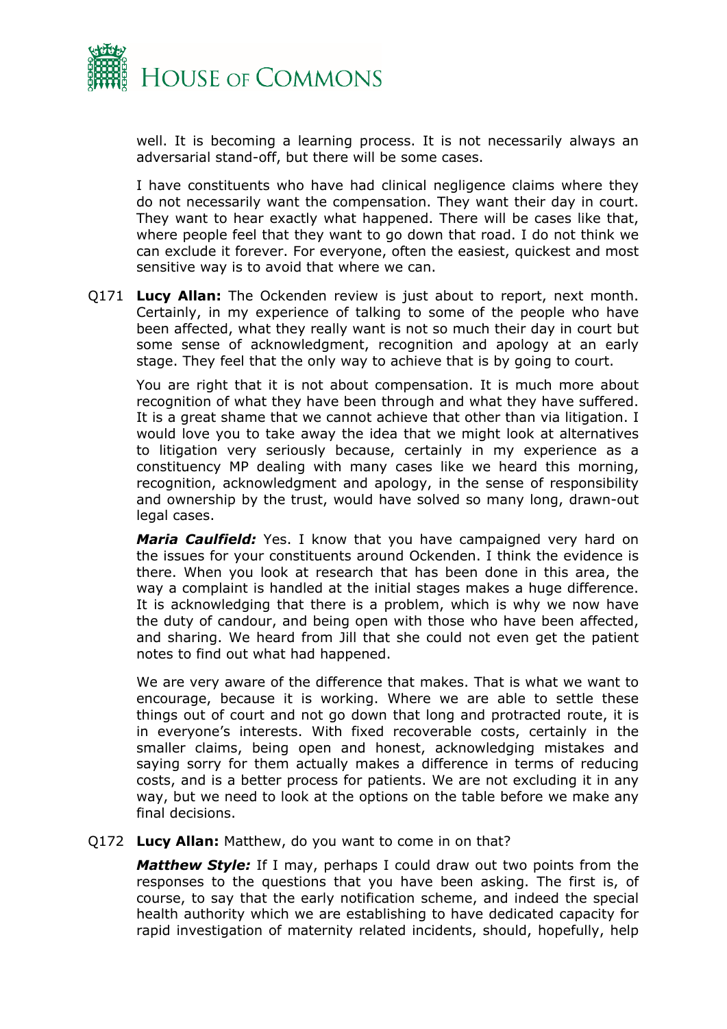well. It is becoming a learning process. It is not necessarily always an adversarial stand-off, but there will be some cases.

I have constituents who have had clinical negligence claims where they do not necessarily want the compensation. They want their day in court. They want to hear exactly what happened. There will be cases like that, where people feel that they want to go down that road. I do not think we can exclude it forever. For everyone, often the easiest, quickest and most sensitive way is to avoid that where we can.

Q171 **Lucy Allan:** The Ockenden review is just about to report, next month. Certainly, in my experience of talking to some of the people who have been affected, what they really want is not so much their day in court but some sense of acknowledgment, recognition and apology at an early stage. They feel that the only way to achieve that is by going to court.

You are right that it is not about compensation. It is much more about recognition of what they have been through and what they have suffered. It is a great shame that we cannot achieve that other than via litigation. I would love you to take away the idea that we might look at alternatives to litigation very seriously because, certainly in my experience as a constituency MP dealing with many cases like we heard this morning, recognition, acknowledgment and apology, in the sense of responsibility and ownership by the trust, would have solved so many long, drawn-out legal cases.

***Maria Caulfield:*** Yes. I know that you have campaigned very hard on the issues for your constituents around Ockenden. I think the evidence is there. When you look at research that has been done in this area, the way a complaint is handled at the initial stages makes a huge difference. It is acknowledging that there is a problem, which is why we now have the duty of candour, and being open with those who have been affected, and sharing. We heard from Jill that she could not even get the patient notes to find out what had happened.

We are very aware of the difference that makes. That is what we want to encourage, because it is working. Where we are able to settle these things out of court and not go down that long and protracted route, it is in everyone's interests. With fixed recoverable costs, certainly in the smaller claims, being open and honest, acknowledging mistakes and saying sorry for them actually makes a difference in terms of reducing costs, and is a better process for patients. We are not excluding it in any way, but we need to look at the options on the table before we make any final decisions.

Q172 **Lucy Allan:** Matthew, do you want to come in on that?

***Matthew Style:*** If I may, perhaps I could draw out two points from the responses to the questions that you have been asking. The first is, of course, to say that the early notification scheme, and indeed the special health authority which we are establishing to have dedicated capacity for rapid investigation of maternity related incidents, should, hopefully, help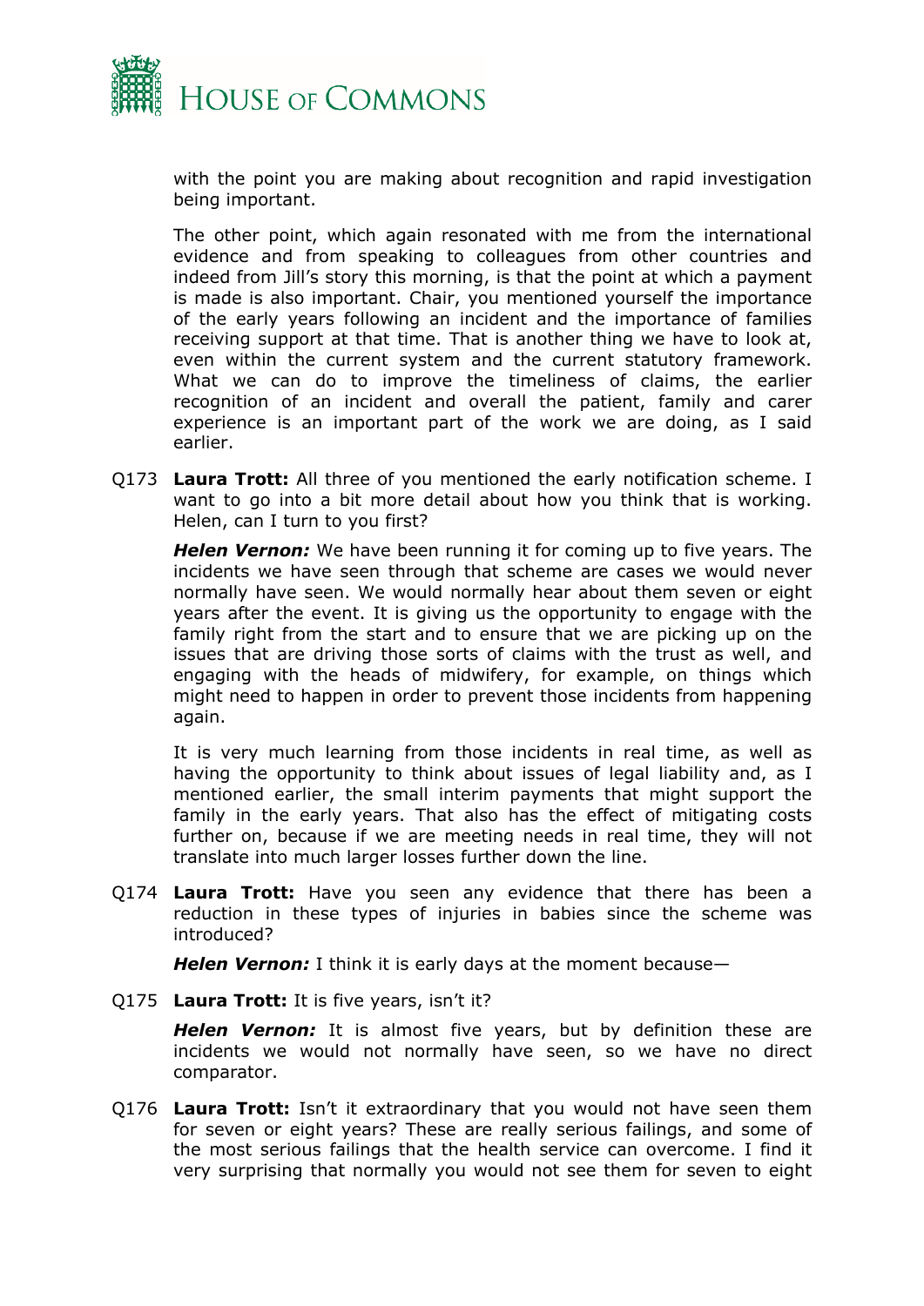with the point you are making about recognition and rapid investigation being important.

The other point, which again resonated with me from the international evidence and from speaking to colleagues from other countries and indeed from Jill's story this morning, is that the point at which a payment is made is also important. Chair, you mentioned yourself the importance of the early years following an incident and the importance of families receiving support at that time. That is another thing we have to look at, even within the current system and the current statutory framework. What we can do to improve the timeliness of claims, the earlier recognition of an incident and overall the patient, family and carer experience is an important part of the work we are doing, as I said earlier.

Q173 **Laura Trott:** All three of you mentioned the early notification scheme. I want to go into a bit more detail about how you think that is working. Helen, can I turn to you first?

***Helen Vernon:*** We have been running it for coming up to five years. The incidents we have seen through that scheme are cases we would never normally have seen. We would normally hear about them seven or eight years after the event. It is giving us the opportunity to engage with the family right from the start and to ensure that we are picking up on the issues that are driving those sorts of claims with the trust as well, and engaging with the heads of midwifery, for example, on things which might need to happen in order to prevent those incidents from happening again.

It is very much learning from those incidents in real time, as well as having the opportunity to think about issues of legal liability and, as I mentioned earlier, the small interim payments that might support the family in the early years. That also has the effect of mitigating costs further on, because if we are meeting needs in real time, they will not translate into much larger losses further down the line.

Q174 **Laura Trott:** Have you seen any evidence that there has been a reduction in these types of injuries in babies since the scheme was introduced?

***Helen Vernon:*** I think it is early days at the moment because—

Q175 **Laura Trott:** It is five years, isn't it?

***Helen Vernon:*** It is almost five years, but by definition these are incidents we would not normally have seen, so we have no direct comparator.

Q176 **Laura Trott:** Isn't it extraordinary that you would not have seen them for seven or eight years? These are really serious failings, and some of the most serious failings that the health service can overcome. I find it very surprising that normally you would not see them for seven to eight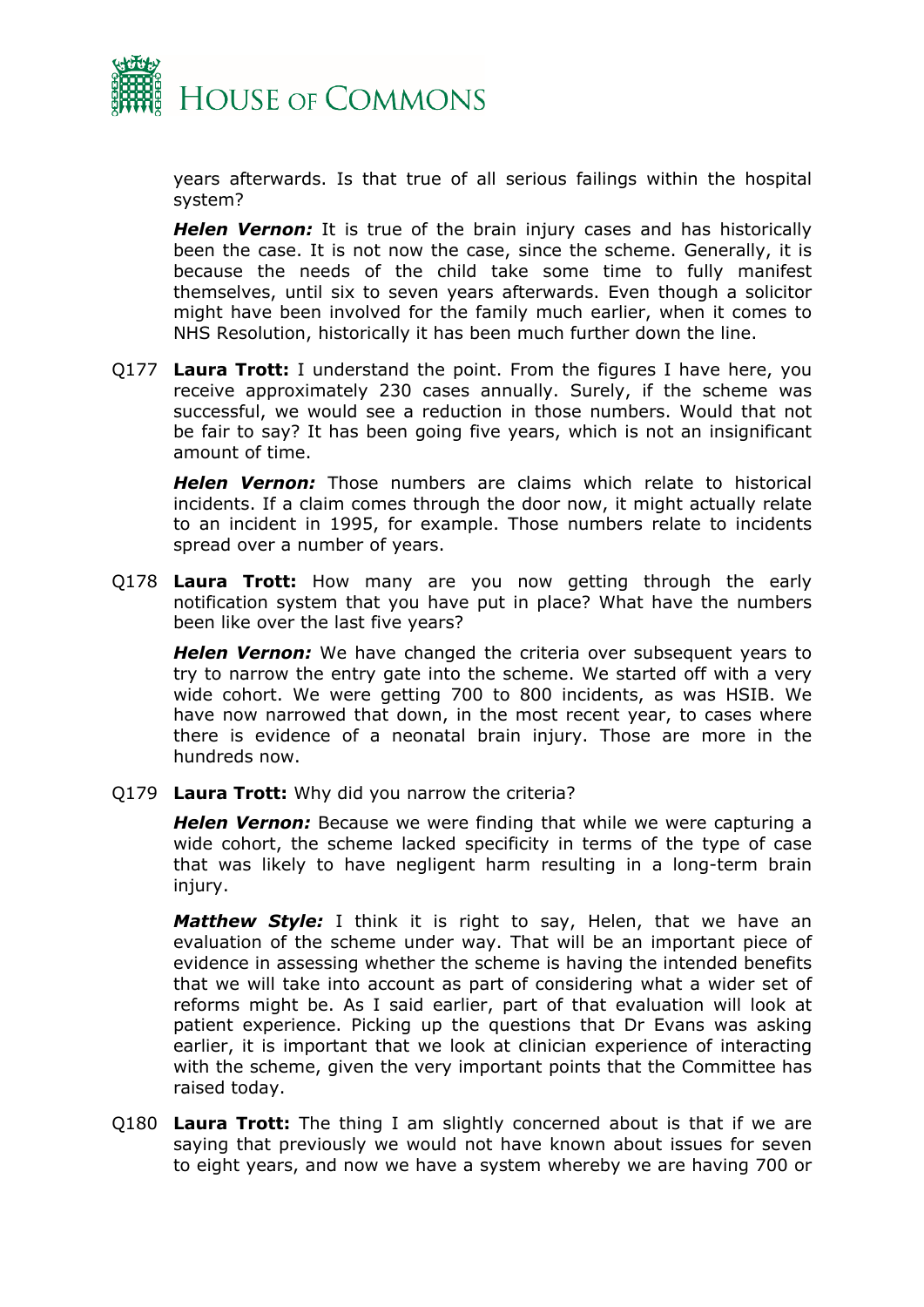years afterwards. Is that true of all serious failings within the hospital system?

***Helen Vernon:*** It is true of the brain injury cases and has historically been the case. It is not now the case, since the scheme. Generally, it is because the needs of the child take some time to fully manifest themselves, until six to seven years afterwards. Even though a solicitor might have been involved for the family much earlier, when it comes to NHS Resolution, historically it has been much further down the line.

Q177 **Laura Trott:** I understand the point. From the figures I have here, you receive approximately 230 cases annually. Surely, if the scheme was successful, we would see a reduction in those numbers. Would that not be fair to say? It has been going five years, which is not an insignificant amount of time.

***Helen Vernon:*** Those numbers are claims which relate to historical incidents. If a claim comes through the door now, it might actually relate to an incident in 1995, for example. Those numbers relate to incidents spread over a number of years.

Q178 **Laura Trott:** How many are you now getting through the early notification system that you have put in place? What have the numbers been like over the last five years?

***Helen Vernon:*** We have changed the criteria over subsequent years to try to narrow the entry gate into the scheme. We started off with a very wide cohort. We were getting 700 to 800 incidents, as was HSIB. We have now narrowed that down, in the most recent year, to cases where there is evidence of a neonatal brain injury. Those are more in the hundreds now.

Q179 **Laura Trott:** Why did you narrow the criteria?

***Helen Vernon:*** Because we were finding that while we were capturing a wide cohort, the scheme lacked specificity in terms of the type of case that was likely to have negligent harm resulting in a long-term brain injury.

***Matthew Style:*** I think it is right to say, Helen, that we have an evaluation of the scheme under way. That will be an important piece of evidence in assessing whether the scheme is having the intended benefits that we will take into account as part of considering what a wider set of reforms might be. As I said earlier, part of that evaluation will look at patient experience. Picking up the questions that Dr Evans was asking earlier, it is important that we look at clinician experience of interacting with the scheme, given the very important points that the Committee has raised today.

Q180 **Laura Trott:** The thing I am slightly concerned about is that if we are saying that previously we would not have known about issues for seven to eight years, and now we have a system whereby we are having 700 or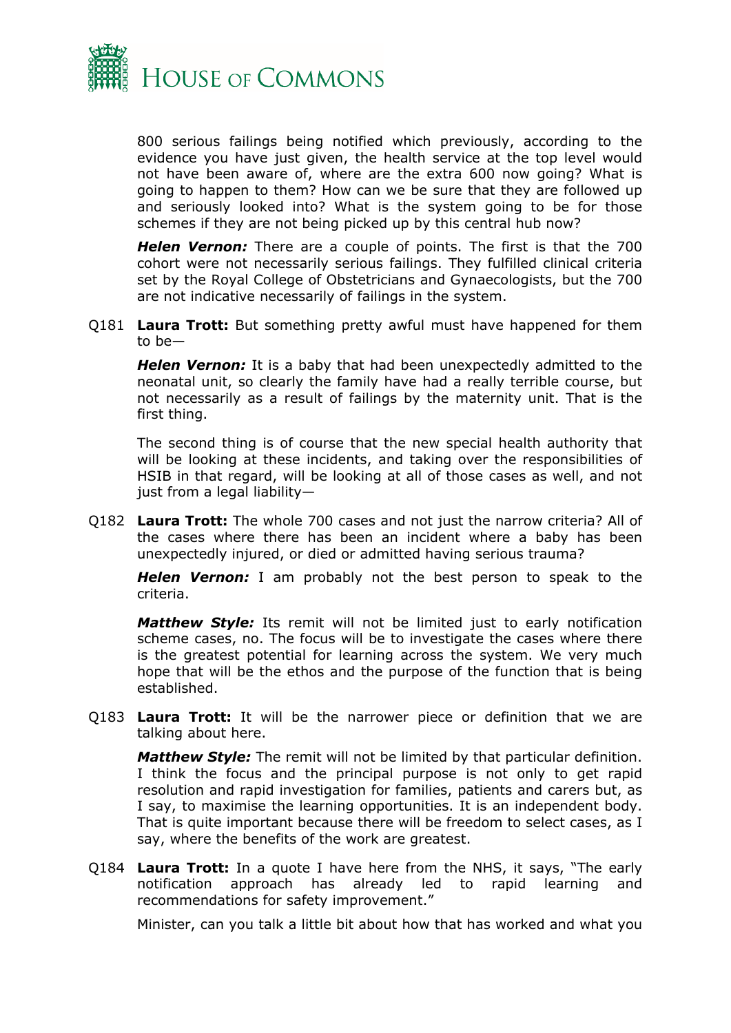800 serious failings being notified which previously, according to the evidence you have just given, the health service at the top level would not have been aware of, where are the extra 600 now going? What is going to happen to them? How can we be sure that they are followed up and seriously looked into? What is the system going to be for those schemes if they are not being picked up by this central hub now?

***Helen Vernon:*** There are a couple of points. The first is that the 700 cohort were not necessarily serious failings. They fulfilled clinical criteria set by the Royal College of Obstetricians and Gynaecologists, but the 700 are not indicative necessarily of failings in the system.

Q181 **Laura Trott:** But something pretty awful must have happened for them to be—

***Helen Vernon:*** It is a baby that had been unexpectedly admitted to the neonatal unit, so clearly the family have had a really terrible course, but not necessarily as a result of failings by the maternity unit. That is the first thing.

The second thing is of course that the new special health authority that will be looking at these incidents, and taking over the responsibilities of HSIB in that regard, will be looking at all of those cases as well, and not just from a legal liability—

Q182 **Laura Trott:** The whole 700 cases and not just the narrow criteria? All of the cases where there has been an incident where a baby has been unexpectedly injured, or died or admitted having serious trauma?

***Helen Vernon:*** I am probably not the best person to speak to the criteria.

***Matthew Style:*** Its remit will not be limited just to early notification scheme cases, no. The focus will be to investigate the cases where there is the greatest potential for learning across the system. We very much hope that will be the ethos and the purpose of the function that is being established.

Q183 **Laura Trott:** It will be the narrower piece or definition that we are talking about here.

***Matthew Style:*** The remit will not be limited by that particular definition. I think the focus and the principal purpose is not only to get rapid resolution and rapid investigation for families, patients and carers but, as I say, to maximise the learning opportunities. It is an independent body. That is quite important because there will be freedom to select cases, as I say, where the benefits of the work are greatest.

Q184 **Laura Trott:** In a quote I have here from the NHS, it says, "The early notification approach has already led to rapid learning and recommendations for safety improvement."

Minister, can you talk a little bit about how that has worked and what you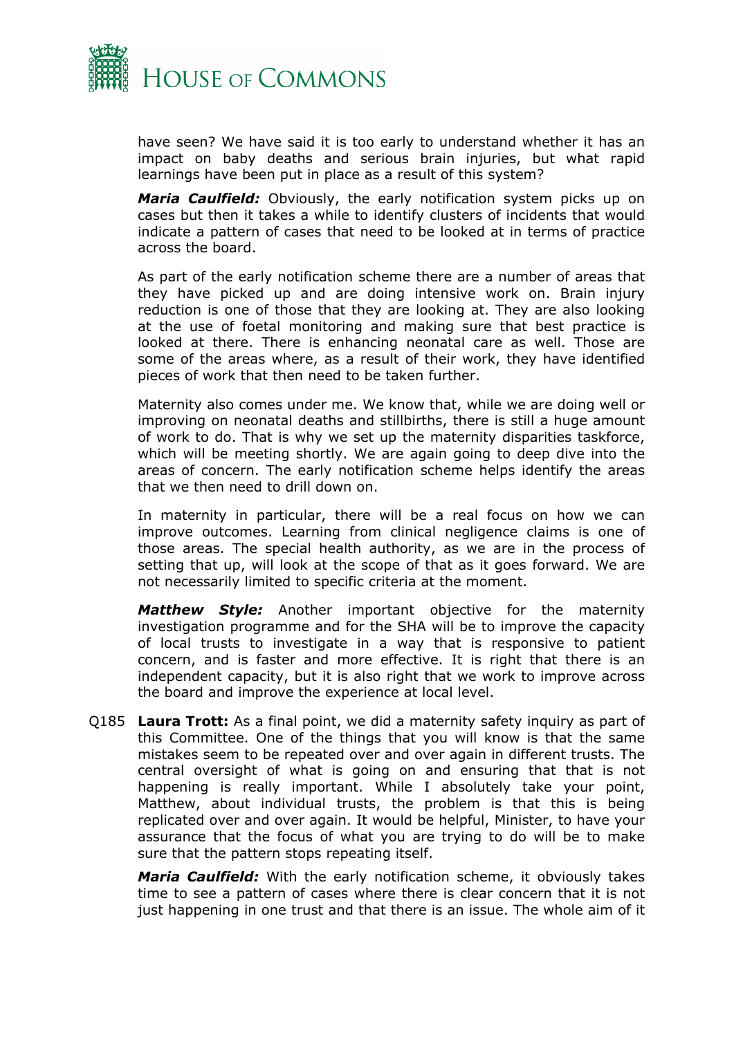have seen? We have said it is too early to understand whether it has an impact on baby deaths and serious brain injuries, but what rapid learnings have been put in place as a result of this system?

***Maria Caulfield:*** Obviously, the early notification system picks up on cases but then it takes a while to identify clusters of incidents that would indicate a pattern of cases that need to be looked at in terms of practice across the board.

As part of the early notification scheme there are a number of areas that they have picked up and are doing intensive work on. Brain injury reduction is one of those that they are looking at. They are also looking at the use of foetal monitoring and making sure that best practice is looked at there. There is enhancing neonatal care as well. Those are some of the areas where, as a result of their work, they have identified pieces of work that then need to be taken further.

Maternity also comes under me. We know that, while we are doing well or improving on neonatal deaths and stillbirths, there is still a huge amount of work to do. That is why we set up the maternity disparities taskforce, which will be meeting shortly. We are again going to deep dive into the areas of concern. The early notification scheme helps identify the areas that we then need to drill down on.

In maternity in particular, there will be a real focus on how we can improve outcomes. Learning from clinical negligence claims is one of those areas. The special health authority, as we are in the process of setting that up, will look at the scope of that as it goes forward. We are not necessarily limited to specific criteria at the moment.

***Matthew Style:*** Another important objective for the maternity investigation programme and for the SHA will be to improve the capacity of local trusts to investigate in a way that is responsive to patient concern, and is faster and more effective. It is right that there is an independent capacity, but it is also right that we work to improve across the board and improve the experience at local level.

Q185 **Laura Trott:** As a final point, we did a maternity safety inquiry as part of this Committee. One of the things that you will know is that the same mistakes seem to be repeated over and over again in different trusts. The central oversight of what is going on and ensuring that that is not happening is really important. While I absolutely take your point, Matthew, about individual trusts, the problem is that this is being replicated over and over again. It would be helpful, Minister, to have your assurance that the focus of what you are trying to do will be to make sure that the pattern stops repeating itself.

***Maria Caulfield:*** With the early notification scheme, it obviously takes time to see a pattern of cases where there is clear concern that it is not just happening in one trust and that there is an issue. The whole aim of it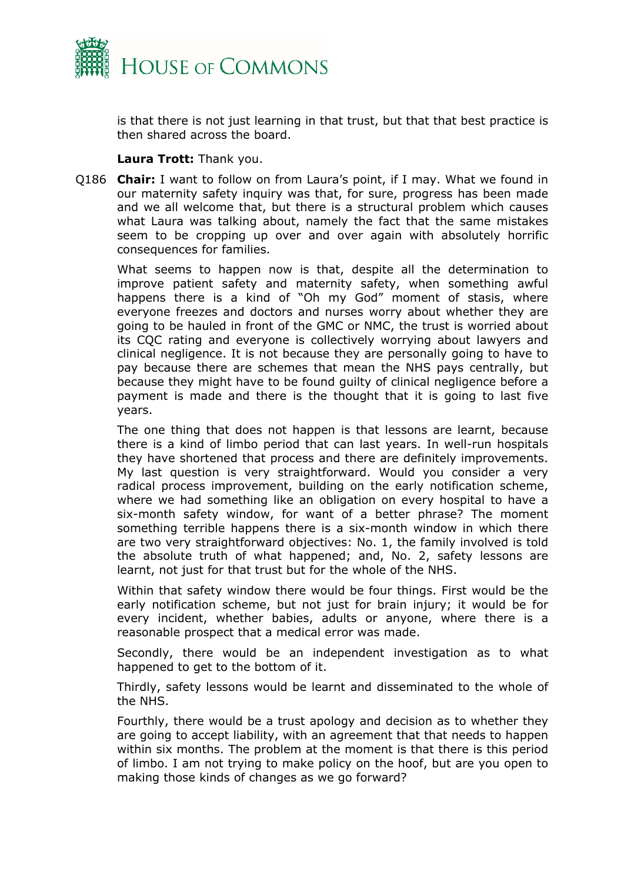is that there is not just learning in that trust, but that that best practice is then shared across the board.

**Laura Trott:** Thank you.

Q186 **Chair:** I want to follow on from Laura's point, if I may. What we found in our maternity safety inquiry was that, for sure, progress has been made and we all welcome that, but there is a structural problem which causes what Laura was talking about, namely the fact that the same mistakes seem to be cropping up over and over again with absolutely horrific consequences for families.

What seems to happen now is that, despite all the determination to improve patient safety and maternity safety, when something awful happens there is a kind of "Oh my God" moment of stasis, where everyone freezes and doctors and nurses worry about whether they are going to be hauled in front of the GMC or NMC, the trust is worried about its CQC rating and everyone is collectively worrying about lawyers and clinical negligence. It is not because they are personally going to have to pay because there are schemes that mean the NHS pays centrally, but because they might have to be found guilty of clinical negligence before a payment is made and there is the thought that it is going to last five years.

The one thing that does not happen is that lessons are learnt, because there is a kind of limbo period that can last years. In well-run hospitals they have shortened that process and there are definitely improvements. My last question is very straightforward. Would you consider a very radical process improvement, building on the early notification scheme, where we had something like an obligation on every hospital to have a six-month safety window, for want of a better phrase? The moment something terrible happens there is a six-month window in which there are two very straightforward objectives: No. 1, the family involved is told the absolute truth of what happened; and, No. 2, safety lessons are learnt, not just for that trust but for the whole of the NHS.

Within that safety window there would be four things. First would be the early notification scheme, but not just for brain injury; it would be for every incident, whether babies, adults or anyone, where there is a reasonable prospect that a medical error was made.

Secondly, there would be an independent investigation as to what happened to get to the bottom of it.

Thirdly, safety lessons would be learnt and disseminated to the whole of the NHS.

Fourthly, there would be a trust apology and decision as to whether they are going to accept liability, with an agreement that that needs to happen within six months. The problem at the moment is that there is this period of limbo. I am not trying to make policy on the hoof, but are you open to making those kinds of changes as we go forward?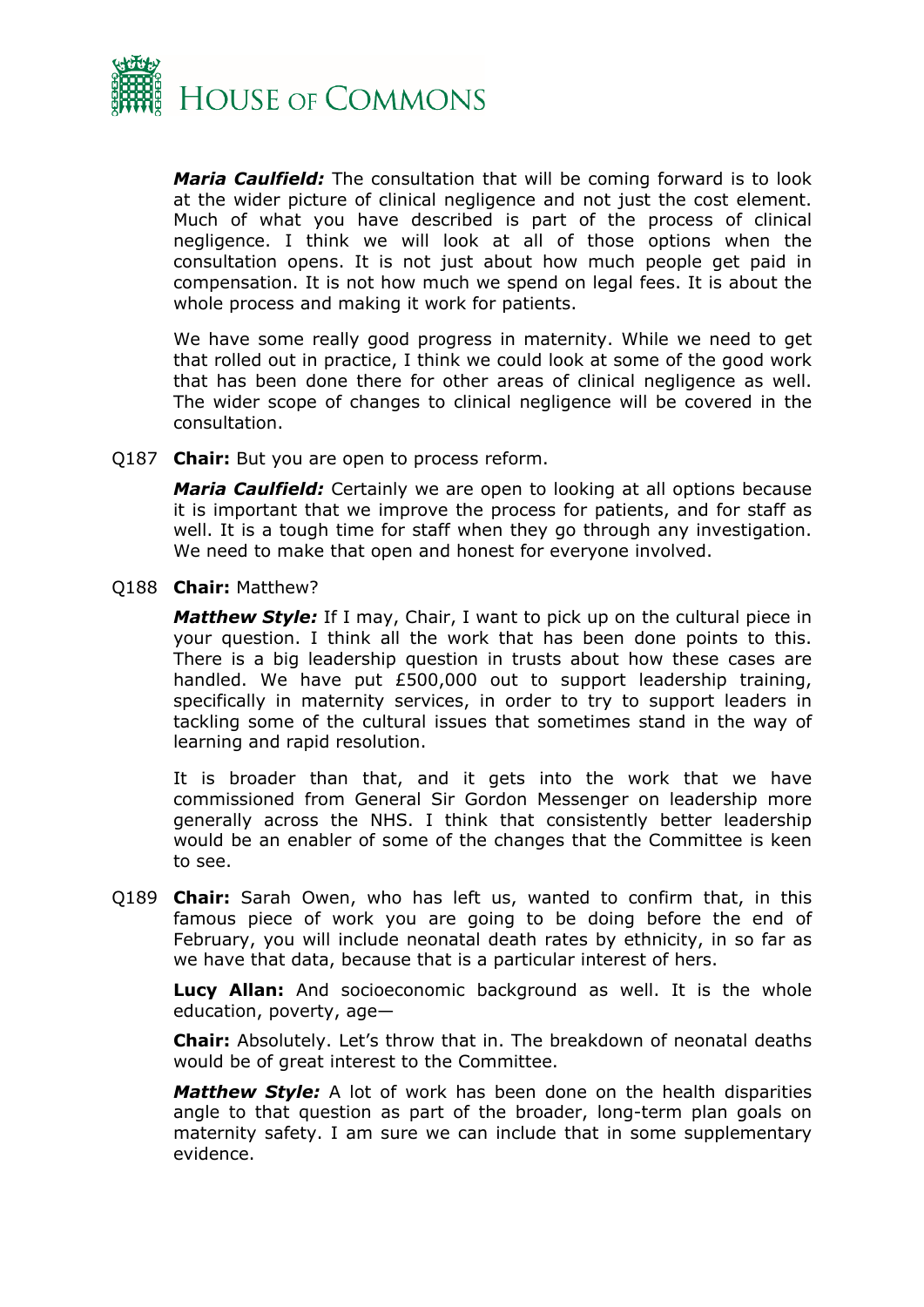***Maria Caulfield:*** The consultation that will be coming forward is to look at the wider picture of clinical negligence and not just the cost element. Much of what you have described is part of the process of clinical negligence. I think we will look at all of those options when the consultation opens. It is not just about how much people get paid in compensation. It is not how much we spend on legal fees. It is about the whole process and making it work for patients.

We have some really good progress in maternity. While we need to get that rolled out in practice, I think we could look at some of the good work that has been done there for other areas of clinical negligence as well. The wider scope of changes to clinical negligence will be covered in the consultation.

Q187 **Chair:** But you are open to process reform.

***Maria Caulfield:*** Certainly we are open to looking at all options because it is important that we improve the process for patients, and for staff as well. It is a tough time for staff when they go through any investigation. We need to make that open and honest for everyone involved.

Q188 **Chair:** Matthew?

***Matthew Style:*** If I may, Chair, I want to pick up on the cultural piece in your question. I think all the work that has been done points to this. There is a big leadership question in trusts about how these cases are handled. We have put £500,000 out to support leadership training, specifically in maternity services, in order to try to support leaders in tackling some of the cultural issues that sometimes stand in the way of learning and rapid resolution.

It is broader than that, and it gets into the work that we have commissioned from General Sir Gordon Messenger on leadership more generally across the NHS. I think that consistently better leadership would be an enabler of some of the changes that the Committee is keen to see.

Q189 **Chair:** Sarah Owen, who has left us, wanted to confirm that, in this famous piece of work you are going to be doing before the end of February, you will include neonatal death rates by ethnicity, in so far as we have that data, because that is a particular interest of hers.

**Lucy Allan:** And socioeconomic background as well. It is the whole education, poverty, age—

**Chair:** Absolutely. Let's throw that in. The breakdown of neonatal deaths would be of great interest to the Committee.

***Matthew Style:*** A lot of work has been done on the health disparities angle to that question as part of the broader, long-term plan goals on maternity safety. I am sure we can include that in some supplementary evidence.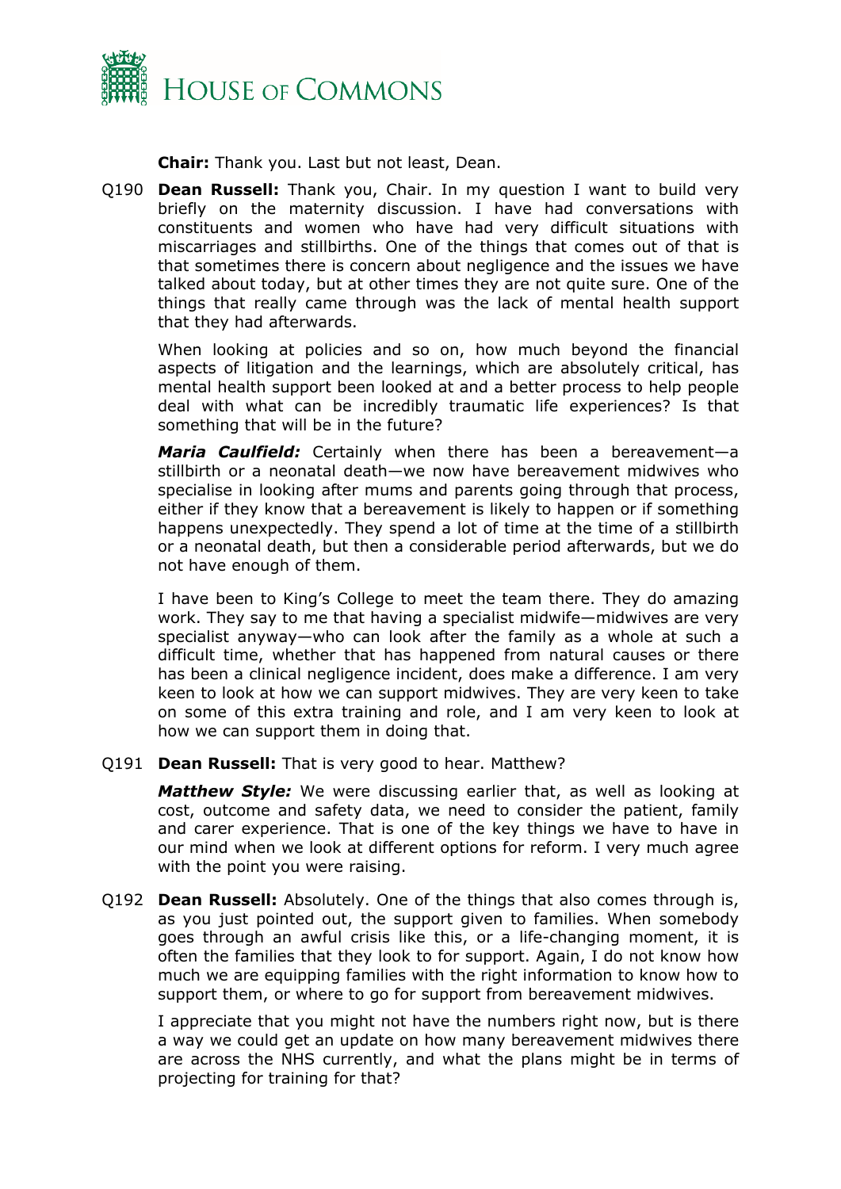**Chair:** Thank you. Last but not least, Dean.

Q190 **Dean Russell:** Thank you, Chair. In my question I want to build very briefly on the maternity discussion. I have had conversations with constituents and women who have had very difficult situations with miscarriages and stillbirths. One of the things that comes out of that is that sometimes there is concern about negligence and the issues we have talked about today, but at other times they are not quite sure. One of the things that really came through was the lack of mental health support that they had afterwards.

When looking at policies and so on, how much beyond the financial aspects of litigation and the learnings, which are absolutely critical, has mental health support been looked at and a better process to help people deal with what can be incredibly traumatic life experiences? Is that something that will be in the future?

***Maria Caulfield:*** Certainly when there has been a bereavement—a stillbirth or a neonatal death—we now have bereavement midwives who specialise in looking after mums and parents going through that process, either if they know that a bereavement is likely to happen or if something happens unexpectedly. They spend a lot of time at the time of a stillbirth or a neonatal death, but then a considerable period afterwards, but we do not have enough of them.

I have been to King's College to meet the team there. They do amazing work. They say to me that having a specialist midwife—midwives are very specialist anyway—who can look after the family as a whole at such a difficult time, whether that has happened from natural causes or there has been a clinical negligence incident, does make a difference. I am very keen to look at how we can support midwives. They are very keen to take on some of this extra training and role, and I am very keen to look at how we can support them in doing that.

Q191 **Dean Russell:** That is very good to hear. Matthew?

***Matthew Style:*** We were discussing earlier that, as well as looking at cost, outcome and safety data, we need to consider the patient, family and carer experience. That is one of the key things we have to have in our mind when we look at different options for reform. I very much agree with the point you were raising.

Q192 **Dean Russell:** Absolutely. One of the things that also comes through is, as you just pointed out, the support given to families. When somebody goes through an awful crisis like this, or a life-changing moment, it is often the families that they look to for support. Again, I do not know how much we are equipping families with the right information to know how to support them, or where to go for support from bereavement midwives.

I appreciate that you might not have the numbers right now, but is there a way we could get an update on how many bereavement midwives there are across the NHS currently, and what the plans might be in terms of projecting for training for that?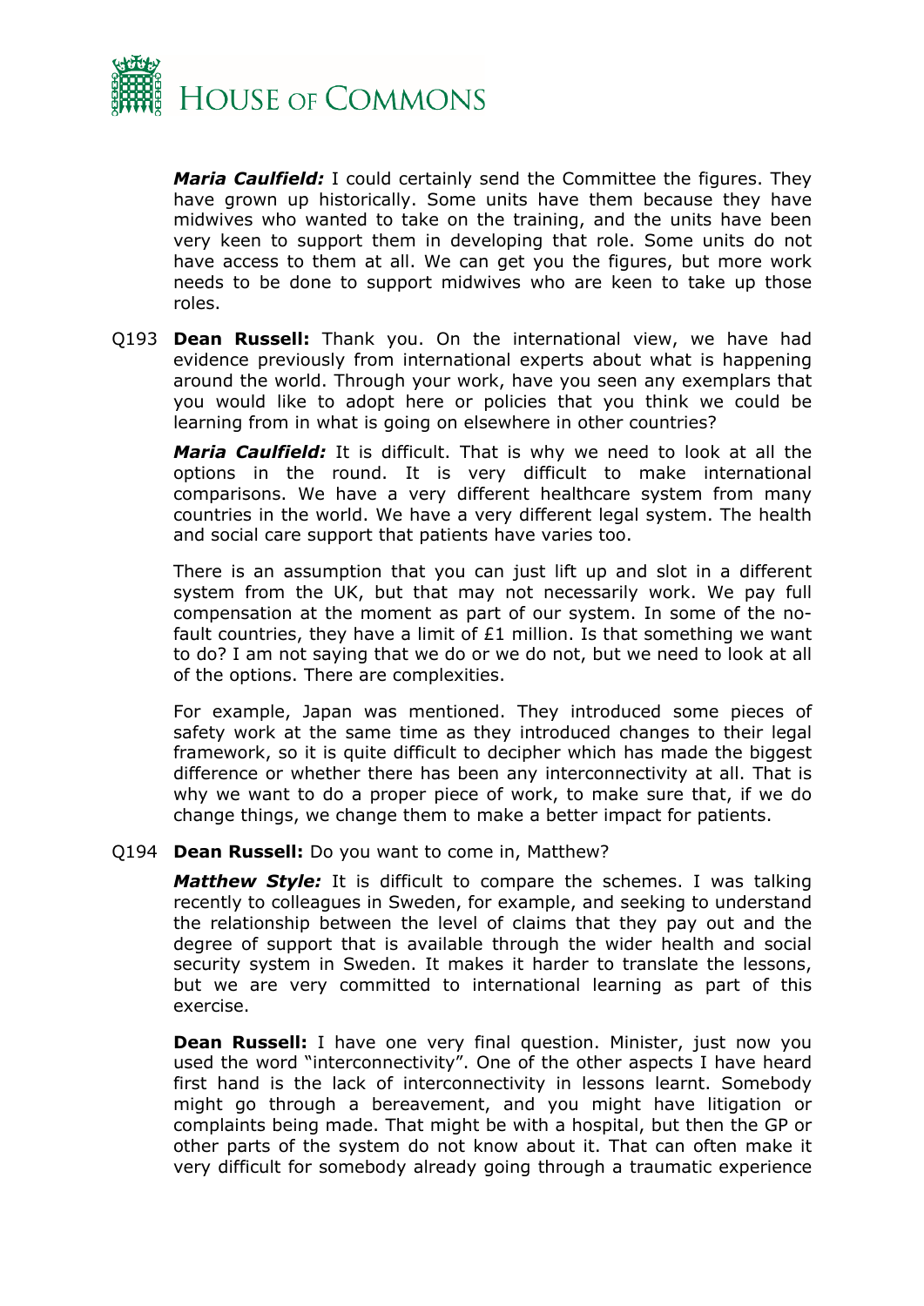***Maria Caulfield:*** I could certainly send the Committee the figures. They have grown up historically. Some units have them because they have midwives who wanted to take on the training, and the units have been very keen to support them in developing that role. Some units do not have access to them at all. We can get you the figures, but more work needs to be done to support midwives who are keen to take up those roles.

Q193 **Dean Russell:** Thank you. On the international view, we have had evidence previously from international experts about what is happening around the world. Through your work, have you seen any exemplars that you would like to adopt here or policies that you think we could be learning from in what is going on elsewhere in other countries?

***Maria Caulfield:*** It is difficult. That is why we need to look at all the options in the round. It is very difficult to make international comparisons. We have a very different healthcare system from many countries in the world. We have a very different legal system. The health and social care support that patients have varies too.

There is an assumption that you can just lift up and slot in a different system from the UK, but that may not necessarily work. We pay full compensation at the moment as part of our system. In some of the no-fault countries, they have a limit of £1 million. Is that something we want to do? I am not saying that we do or we do not, but we need to look at all of the options. There are complexities.

For example, Japan was mentioned. They introduced some pieces of safety work at the same time as they introduced changes to their legal framework, so it is quite difficult to decipher which has made the biggest difference or whether there has been any interconnectivity at all. That is why we want to do a proper piece of work, to make sure that, if we do change things, we change them to make a better impact for patients.

Q194 **Dean Russell:** Do you want to come in, Matthew?

***Matthew Style:*** It is difficult to compare the schemes. I was talking recently to colleagues in Sweden, for example, and seeking to understand the relationship between the level of claims that they pay out and the degree of support that is available through the wider health and social security system in Sweden. It makes it harder to translate the lessons, but we are very committed to international learning as part of this exercise.

**Dean Russell:** I have one very final question. Minister, just now you used the word "interconnectivity". One of the other aspects I have heard first hand is the lack of interconnectivity in lessons learnt. Somebody might go through a bereavement, and you might have litigation or complaints being made. That might be with a hospital, but then the GP or other parts of the system do not know about it. That can often make it very difficult for somebody already going through a traumatic experience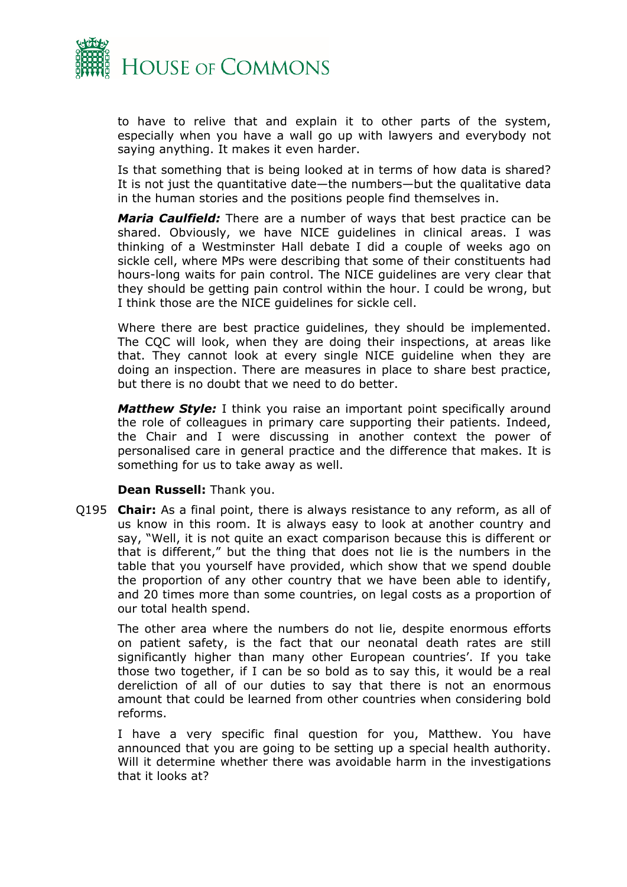to have to relive that and explain it to other parts of the system, especially when you have a wall go up with lawyers and everybody not saying anything. It makes it even harder.

Is that something that is being looked at in terms of how data is shared? It is not just the quantitative date—the numbers—but the qualitative data in the human stories and the positions people find themselves in.

***Maria Caulfield:*** There are a number of ways that best practice can be shared. Obviously, we have NICE guidelines in clinical areas. I was thinking of a Westminster Hall debate I did a couple of weeks ago on sickle cell, where MPs were describing that some of their constituents had hours-long waits for pain control. The NICE guidelines are very clear that they should be getting pain control within the hour. I could be wrong, but I think those are the NICE guidelines for sickle cell.

Where there are best practice guidelines, they should be implemented. The CQC will look, when they are doing their inspections, at areas like that. They cannot look at every single NICE guideline when they are doing an inspection. There are measures in place to share best practice, but there is no doubt that we need to do better.

***Matthew Style:*** I think you raise an important point specifically around the role of colleagues in primary care supporting their patients. Indeed, the Chair and I were discussing in another context the power of personalised care in general practice and the difference that makes. It is something for us to take away as well.

**Dean Russell:** Thank you.

Q195 **Chair:** As a final point, there is always resistance to any reform, as all of us know in this room. It is always easy to look at another country and say, "Well, it is not quite an exact comparison because this is different or that is different," but the thing that does not lie is the numbers in the table that you yourself have provided, which show that we spend double the proportion of any other country that we have been able to identify, and 20 times more than some countries, on legal costs as a proportion of our total health spend.

The other area where the numbers do not lie, despite enormous efforts on patient safety, is the fact that our neonatal death rates are still significantly higher than many other European countries'. If you take those two together, if I can be so bold as to say this, it would be a real dereliction of all of our duties to say that there is not an enormous amount that could be learned from other countries when considering bold reforms.

I have a very specific final question for you, Matthew. You have announced that you are going to be setting up a special health authority. Will it determine whether there was avoidable harm in the investigations that it looks at?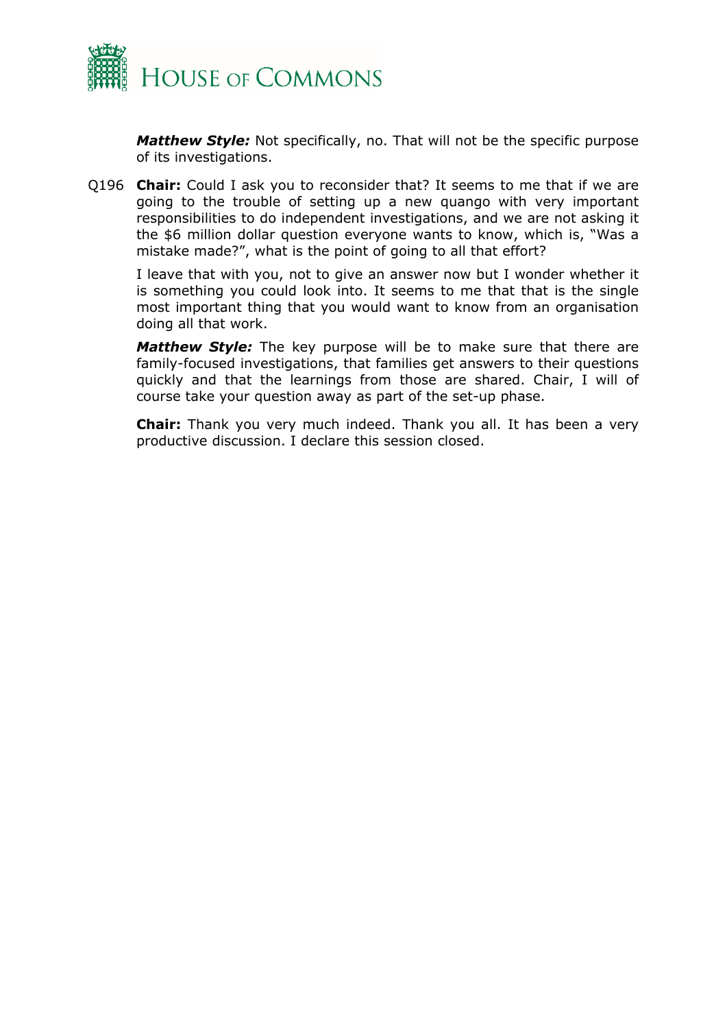***Matthew Style:*** Not specifically, no. That will not be the specific purpose of its investigations.

Q196 **Chair:** Could I ask you to reconsider that? It seems to me that if we are going to the trouble of setting up a new quango with very important responsibilities to do independent investigations, and we are not asking it the $6 million dollar question everyone wants to know, which is, "Was a mistake made?", what is the point of going to all that effort?

I leave that with you, not to give an answer now but I wonder whether it is something you could look into. It seems to me that that is the single most important thing that you would want to know from an organisation doing all that work.

***Matthew Style:*** The key purpose will be to make sure that there are family-focused investigations, that families get answers to their questions quickly and that the learnings from those are shared. Chair, I will of course take your question away as part of the set-up phase.

**Chair:** Thank you very much indeed. Thank you all. It has been a very productive discussion. I declare this session closed.